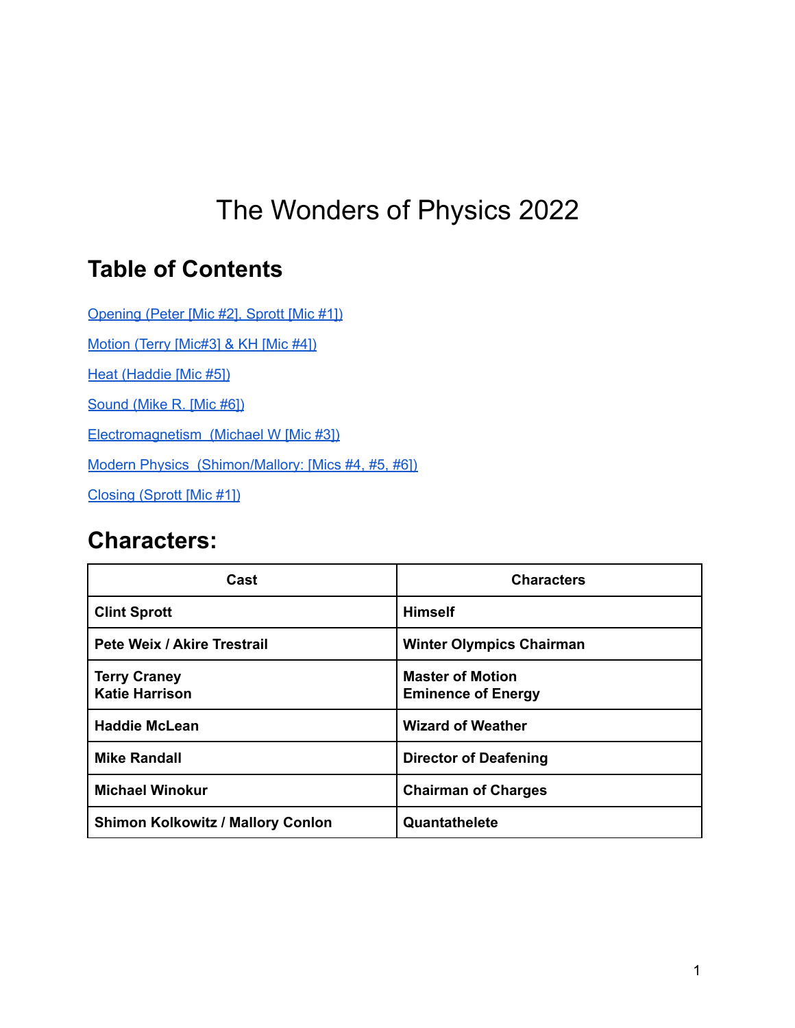# The Wonders of Physics 2022

## Table of Contents

Opening (Peter [Mic #2], Sprott [Mic #1])

Motion (Terry [Mic#3] & KH [Mic #4])

Heat (Haddie [Mic #5])

Sound (Mike R. [Mic #6])

Electromagnetism  (Michael W [Mic #3])

Modern Physics  (Shimon/Mallory: [Mics #4, #5, #6])

Closing (Sprott [Mic #1])

## Characters:

| Cast | Characters |
|---|---|
| **Clint Sprott** | **Himself** |
| **Pete Weix / Akire Trestrail** | **Winter Olympics Chairman** |
| **Terry Craney**<br>**Katie Harrison** | **Master of Motion**<br>**Eminence of Energy** |
| **Haddie McLean** | **Wizard of Weather** |
| **Mike Randall** | **Director of Deafening** |
| **Michael Winokur** | **Chairman of Charges** |
| **Shimon Kolkowitz / Mallory Conlon** | **Quantathelete** |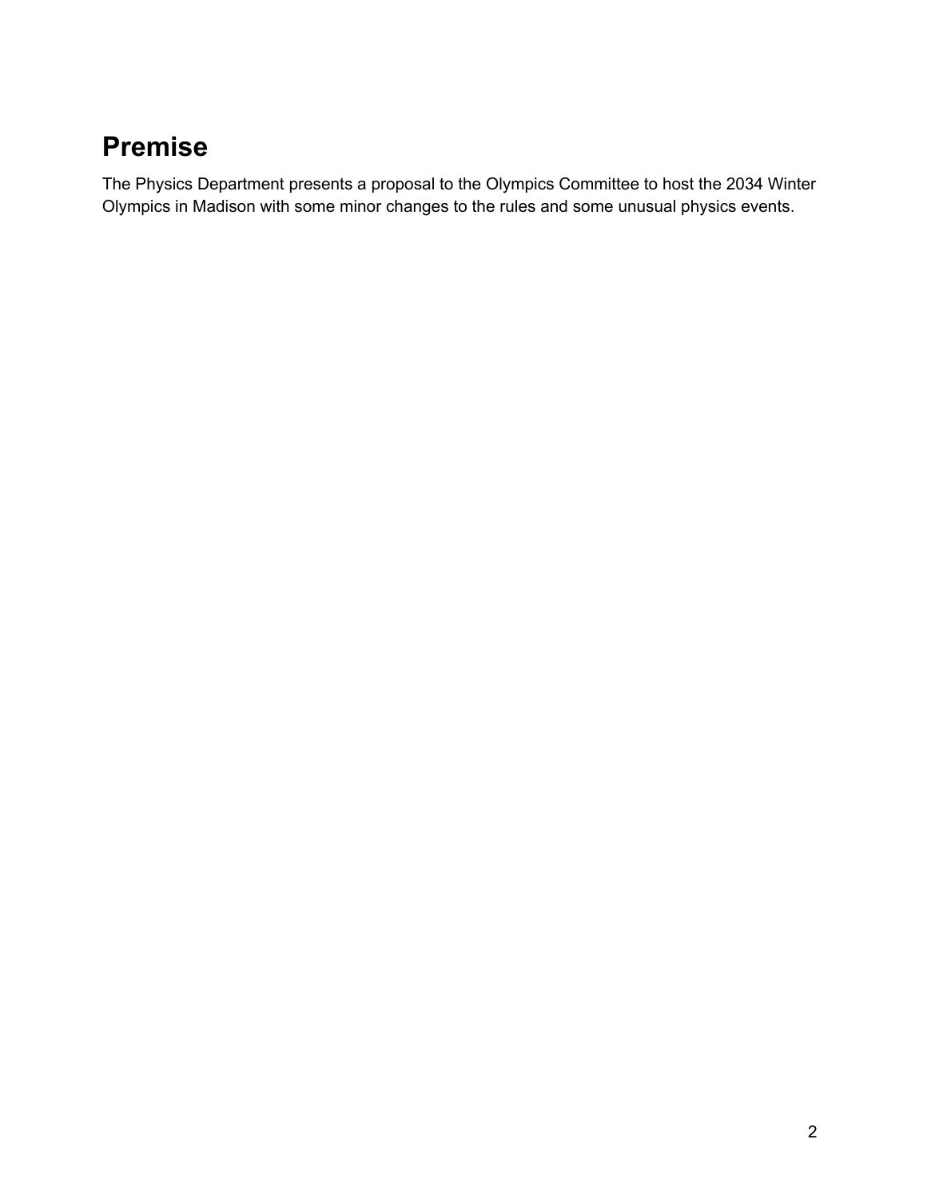# Premise

The Physics Department presents a proposal to the Olympics Committee to host the 2034 Winter Olympics in Madison with some minor changes to the rules and some unusual physics events.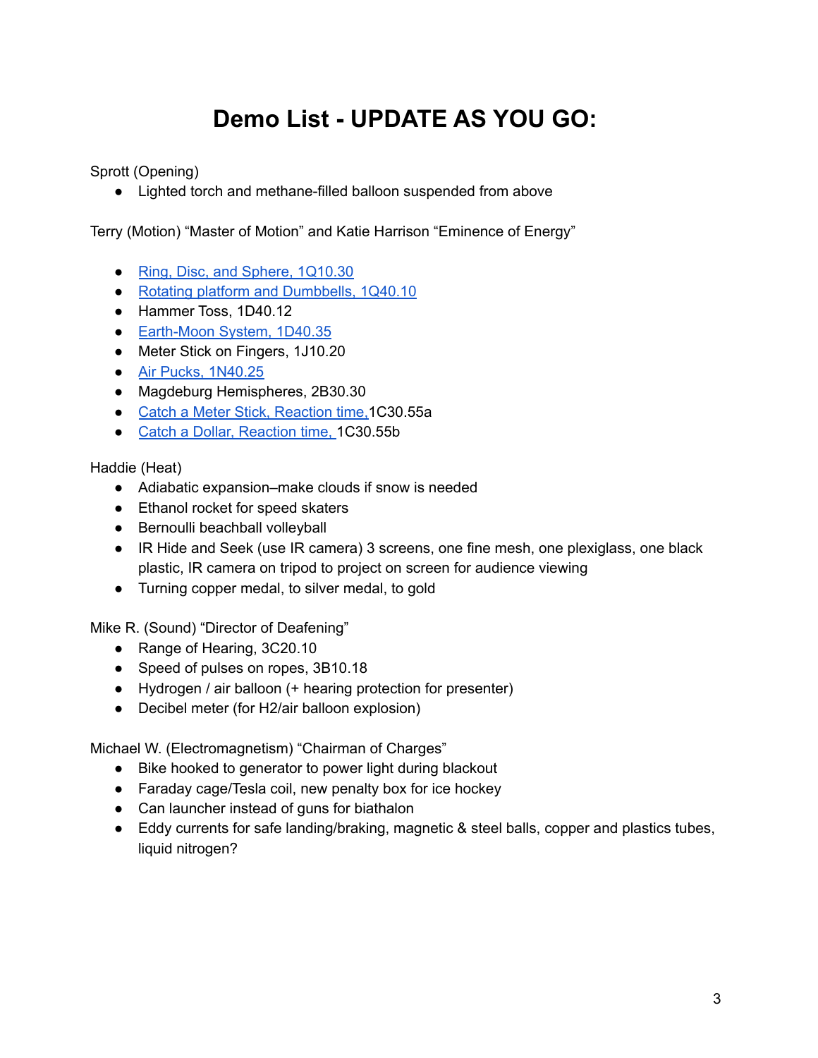# Demo List - UPDATE AS YOU GO:

Sprott (Opening)

- Lighted torch and methane-filled balloon suspended from above

Terry (Motion) “Master of Motion” and Katie Harrison “Eminence of Energy”

- Ring, Disc, and Sphere, 1Q10.30
- Rotating platform and Dumbbells, 1Q40.10
- Hammer Toss, 1D40.12
- Earth-Moon System, 1D40.35
- Meter Stick on Fingers, 1J10.20
- Air Pucks, 1N40.25
- Magdeburg Hemispheres, 2B30.30
- Catch a Meter Stick, Reaction time, 1C30.55a
- Catch a Dollar, Reaction time, 1C30.55b

Haddie (Heat)

- Adiabatic expansion–make clouds if snow is needed
- Ethanol rocket for speed skaters
- Bernoulli beachball volleyball
- IR Hide and Seek (use IR camera) 3 screens, one fine mesh, one plexiglass, one black plastic, IR camera on tripod to project on screen for audience viewing
- Turning copper medal, to silver medal, to gold

Mike R. (Sound) “Director of Deafening”

- Range of Hearing, 3C20.10
- Speed of pulses on ropes, 3B10.18
- Hydrogen / air balloon (+ hearing protection for presenter)
- Decibel meter (for $H_2$/air balloon explosion)

Michael W. (Electromagnetism) “Chairman of Charges”

- Bike hooked to generator to power light during blackout
- Faraday cage/Tesla coil, new penalty box for ice hockey
- Can launcher instead of guns for biathalon
- Eddy currents for safe landing/braking, magnetic & steel balls, copper and plastics tubes, liquid nitrogen?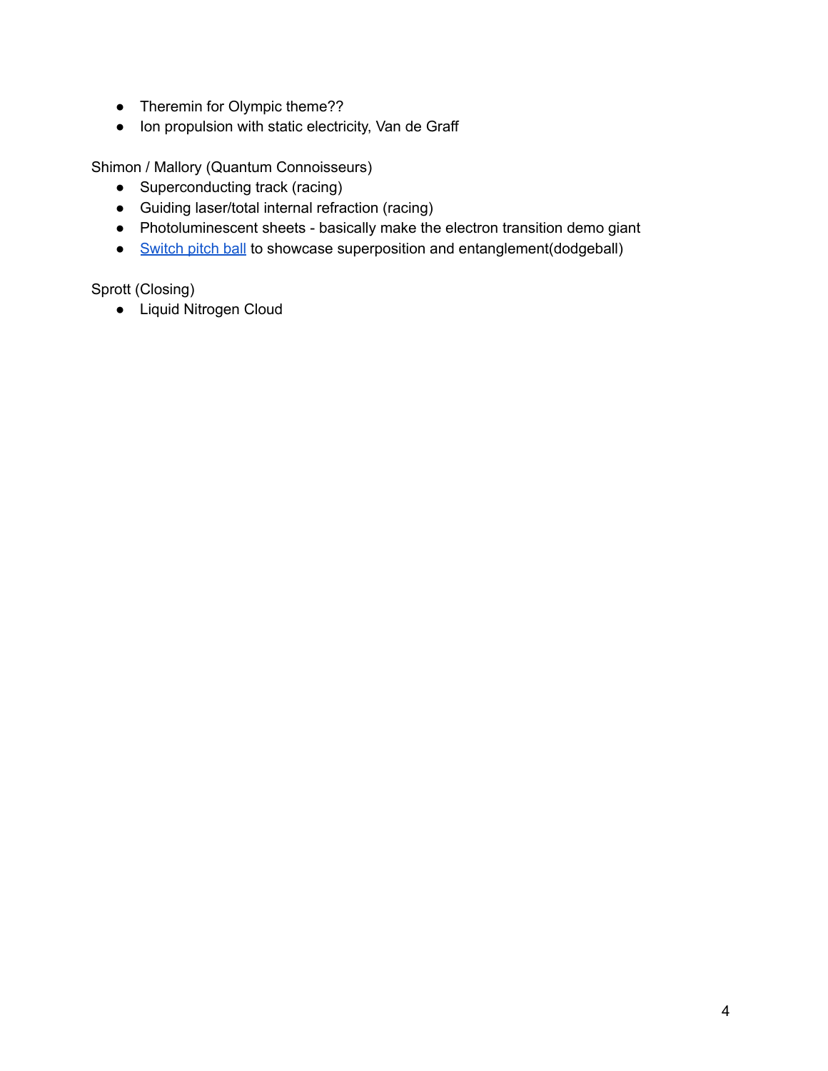- Theremin for Olympic theme??
- Ion propulsion with static electricity, Van de Graff

Shimon / Mallory (Quantum Connoisseurs)

- Superconducting track (racing)
- Guiding laser/total internal refraction (racing)
- Photoluminescent sheets - basically make the electron transition demo giant
- Switch pitch ball to showcase superposition and entanglement(dodgeball)

Sprott (Closing)

- Liquid Nitrogen Cloud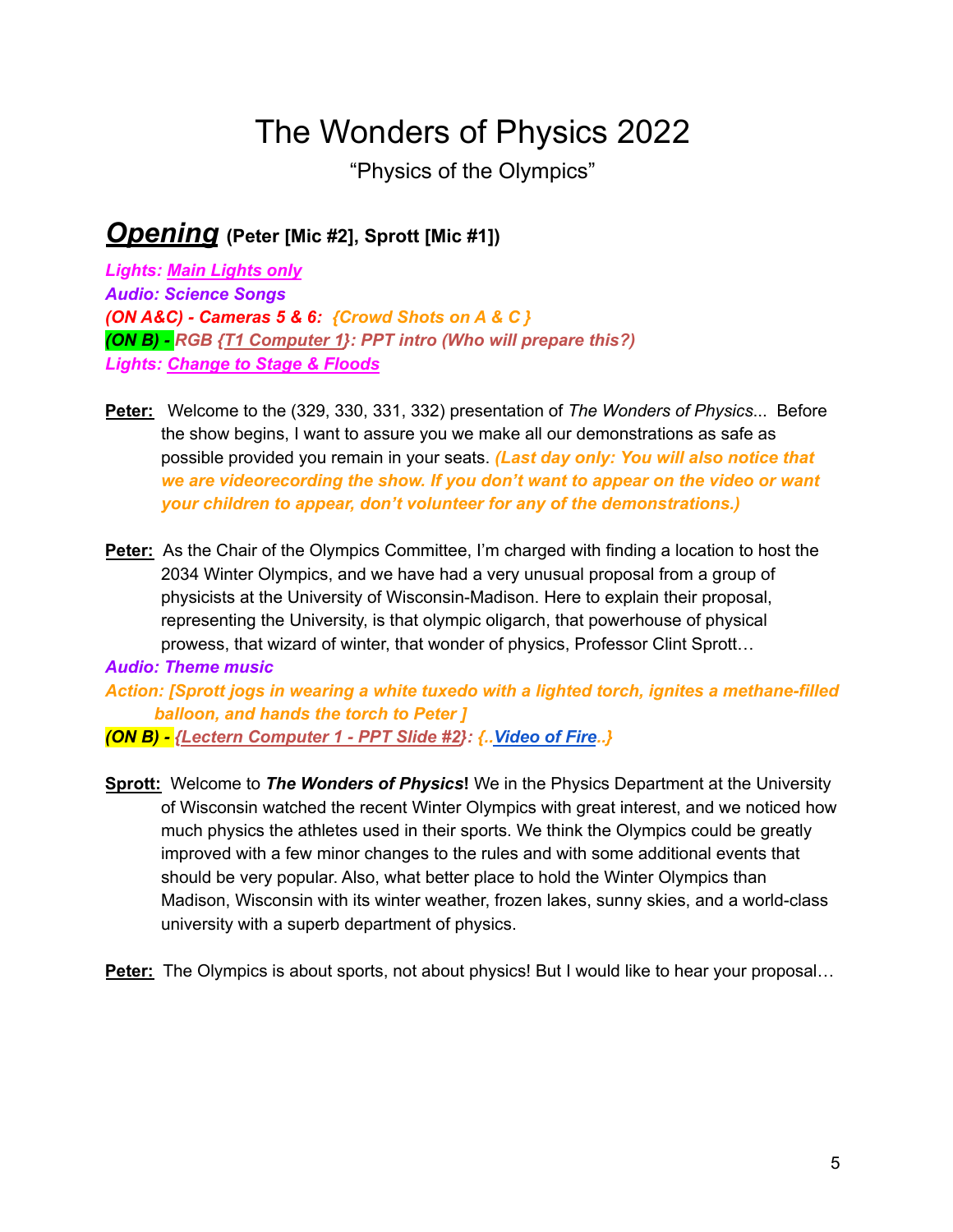# The Wonders of Physics 2022

"Physics of the Olympics"

## ***Opening*** (Peter [Mic #2], Sprott [Mic #1])

***Lights: Main Lights only***
***Audio: Science Songs***
***(ON A&C) - Cameras 5 & 6: {Crowd Shots on A & C }***
***(ON B) - RGB {T1 Computer 1}: PPT intro (Who will prepare this?)***
***Lights: Change to Stage & Floods***

**Peter:** Welcome to the (329, 330, 331, 332) presentation of *The Wonders of Physics*... Before the show begins, I want to assure you we make all our demonstrations as safe as possible provided you remain in your seats. ***(Last day only: You will also notice that we are videorecording the show. If you don't want to appear on the video or want your children to appear, don't volunteer for any of the demonstrations.)***

**Peter:** As the Chair of the Olympics Committee, I'm charged with finding a location to host the 2034 Winter Olympics, and we have had a very unusual proposal from a group of physicists at the University of Wisconsin-Madison. Here to explain their proposal, representing the University, is that olympic oligarch, that powerhouse of physical prowess, that wizard of winter, that wonder of physics, Professor Clint Sprott…

***Audio: Theme music***
***Action: [Sprott jogs in wearing a white tuxedo with a lighted torch, ignites a methane-filled balloon, and hands the torch to Peter ]***
***(ON B) - {Lectern Computer 1 - PPT Slide #2}: {..Video of Fire..}***

**Sprott:** Welcome to ***The Wonders of Physics*****!** We in the Physics Department at the University of Wisconsin watched the recent Winter Olympics with great interest, and we noticed how much physics the athletes used in their sports. We think the Olympics could be greatly improved with a few minor changes to the rules and with some additional events that should be very popular. Also, what better place to hold the Winter Olympics than Madison, Wisconsin with its winter weather, frozen lakes, sunny skies, and a world-class university with a superb department of physics.

**Peter:** The Olympics is about sports, not about physics! But I would like to hear your proposal…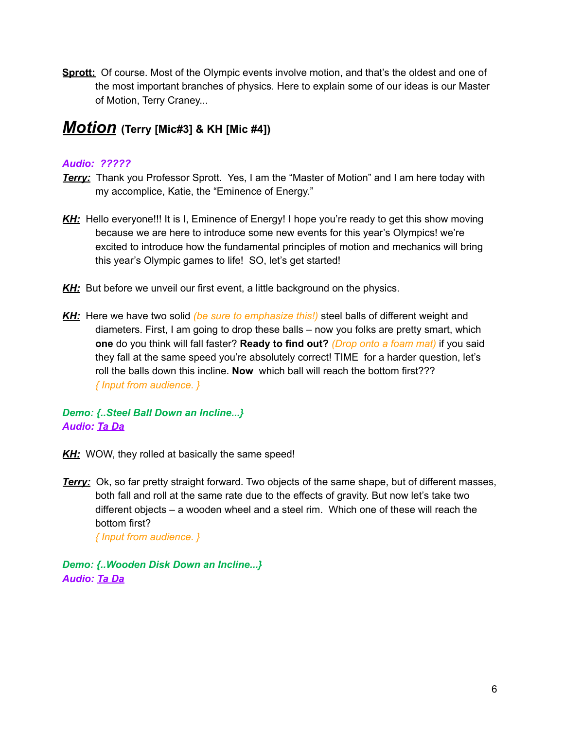**Sprott:** Of course. Most of the Olympic events involve motion, and that's the oldest and one of the most important branches of physics. Here to explain some of our ideas is our Master of Motion, Terry Craney...

## ***Motion*** (Terry [Mic#3] & KH [Mic #4])

***Audio: ?????***

***Terry:*** Thank you Professor Sprott. Yes, I am the "Master of Motion" and I am here today with my accomplice, Katie, the "Eminence of Energy."

***KH:*** Hello everyone!!! It is I, Eminence of Energy! I hope you're ready to get this show moving because we are here to introduce some new events for this year's Olympics! we're excited to introduce how the fundamental principles of motion and mechanics will bring this year's Olympic games to life! SO, let's get started!

***KH:*** But before we unveil our first event, a little background on the physics.

***KH:*** Here we have two solid *(be sure to emphasize this!)* steel balls of different weight and diameters. First, I am going to drop these balls – now you folks are pretty smart, which **one** do you think will fall faster? **Ready to find out?** *(Drop onto a foam mat)* if you said they fall at the same speed you're absolutely correct! TIME for a harder question, let's roll the balls down this incline. **Now** which ball will reach the bottom first???
*{ Input from audience. }*

***Demo: {..Steel Ball Down an Incline...}***
***Audio: Ta Da***

***KH:*** WOW, they rolled at basically the same speed!

***Terry:*** Ok, so far pretty straight forward. Two objects of the same shape, but of different masses, both fall and roll at the same rate due to the effects of gravity. But now let's take two different objects – a wooden wheel and a steel rim. Which one of these will reach the bottom first?
*{ Input from audience. }*

***Demo: {..Wooden Disk Down an Incline...}***
***Audio: Ta Da***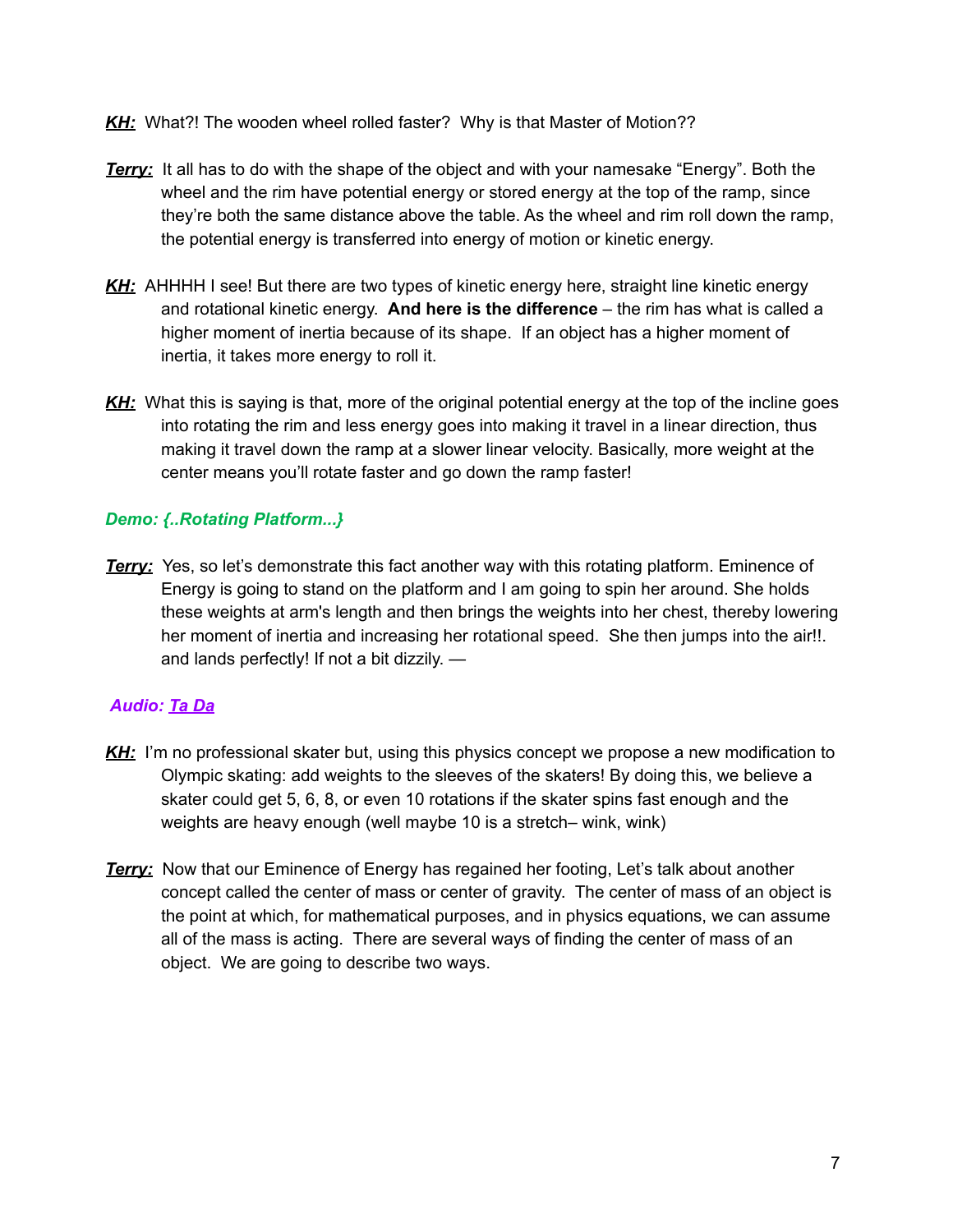***KH:*** What?! The wooden wheel rolled faster? Why is that Master of Motion??

***Terry:*** It all has to do with the shape of the object and with your namesake "Energy". Both the wheel and the rim have potential energy or stored energy at the top of the ramp, since they're both the same distance above the table. As the wheel and rim roll down the ramp, the potential energy is transferred into energy of motion or kinetic energy.

***KH:*** AHHHH I see! But there are two types of kinetic energy here, straight line kinetic energy and rotational kinetic energy. **And here is the difference** – the rim has what is called a higher moment of inertia because of its shape. If an object has a higher moment of inertia, it takes more energy to roll it.

***KH:*** What this is saying is that, more of the original potential energy at the top of the incline goes into rotating the rim and less energy goes into making it travel in a linear direction, thus making it travel down the ramp at a slower linear velocity. Basically, more weight at the center means you'll rotate faster and go down the ramp faster!

***Demo: {..Rotating Platform...}***

***Terry:*** Yes, so let's demonstrate this fact another way with this rotating platform. Eminence of Energy is going to stand on the platform and I am going to spin her around. She holds these weights at arm's length and then brings the weights into her chest, thereby lowering her moment of inertia and increasing her rotational speed. She then jumps into the air!!. and lands perfectly! If not a bit dizzily. —

***Audio: Ta Da***

***KH:*** I'm no professional skater but, using this physics concept we propose a new modification to Olympic skating: add weights to the sleeves of the skaters! By doing this, we believe a skater could get 5, 6, 8, or even 10 rotations if the skater spins fast enough and the weights are heavy enough (well maybe 10 is a stretch– wink, wink)

***Terry:*** Now that our Eminence of Energy has regained her footing, Let's talk about another concept called the center of mass or center of gravity. The center of mass of an object is the point at which, for mathematical purposes, and in physics equations, we can assume all of the mass is acting. There are several ways of finding the center of mass of an object. We are going to describe two ways.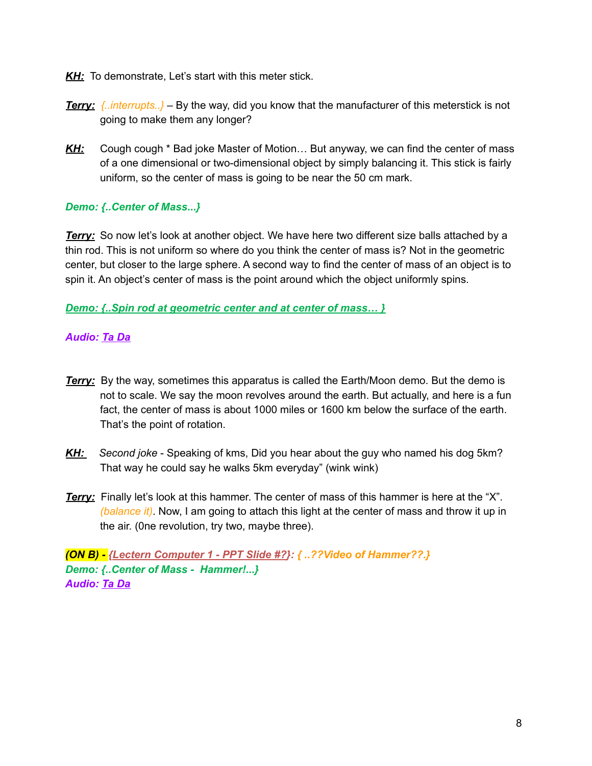***KH:*** To demonstrate, Let's start with this meter stick.

***Terry:*** *{..interrupts..}* – By the way, did you know that the manufacturer of this meterstick is not going to make them any longer?

***KH:*** Cough cough * Bad joke Master of Motion… But anyway, we can find the center of mass of a one dimensional or two-dimensional object by simply balancing it. This stick is fairly uniform, so the center of mass is going to be near the 50 cm mark.

***Demo: {..Center of Mass...}***

***Terry:*** So now let's look at another object. We have here two different size balls attached by a thin rod. This is not uniform so where do you think the center of mass is? Not in the geometric center, but closer to the large sphere. A second way to find the center of mass of an object is to spin it. An object's center of mass is the point around which the object uniformly spins.

***Demo: {..Spin rod at geometric center and at center of mass… }***

***Audio: Ta Da***

***Terry:*** By the way, sometimes this apparatus is called the Earth/Moon demo. But the demo is not to scale. We say the moon revolves around the earth. But actually, and here is a fun fact, the center of mass is about 1000 miles or 1600 km below the surface of the earth. That's the point of rotation.

***KH:*** *Second joke* - Speaking of kms, Did you hear about the guy who named his dog 5km? That way he could say he walks 5km everyday" (wink wink)

***Terry:*** Finally let's look at this hammer. The center of mass of this hammer is here at the "X". *(balance it)*. Now, I am going to attach this light at the center of mass and throw it up in the air. (0ne revolution, try two, maybe three).

***(ON B) - {Lectern Computer 1 - PPT Slide #?}: { ..??Video of Hammer??.}***
***Demo: {..Center of Mass - Hammer!...}***
***Audio: Ta Da***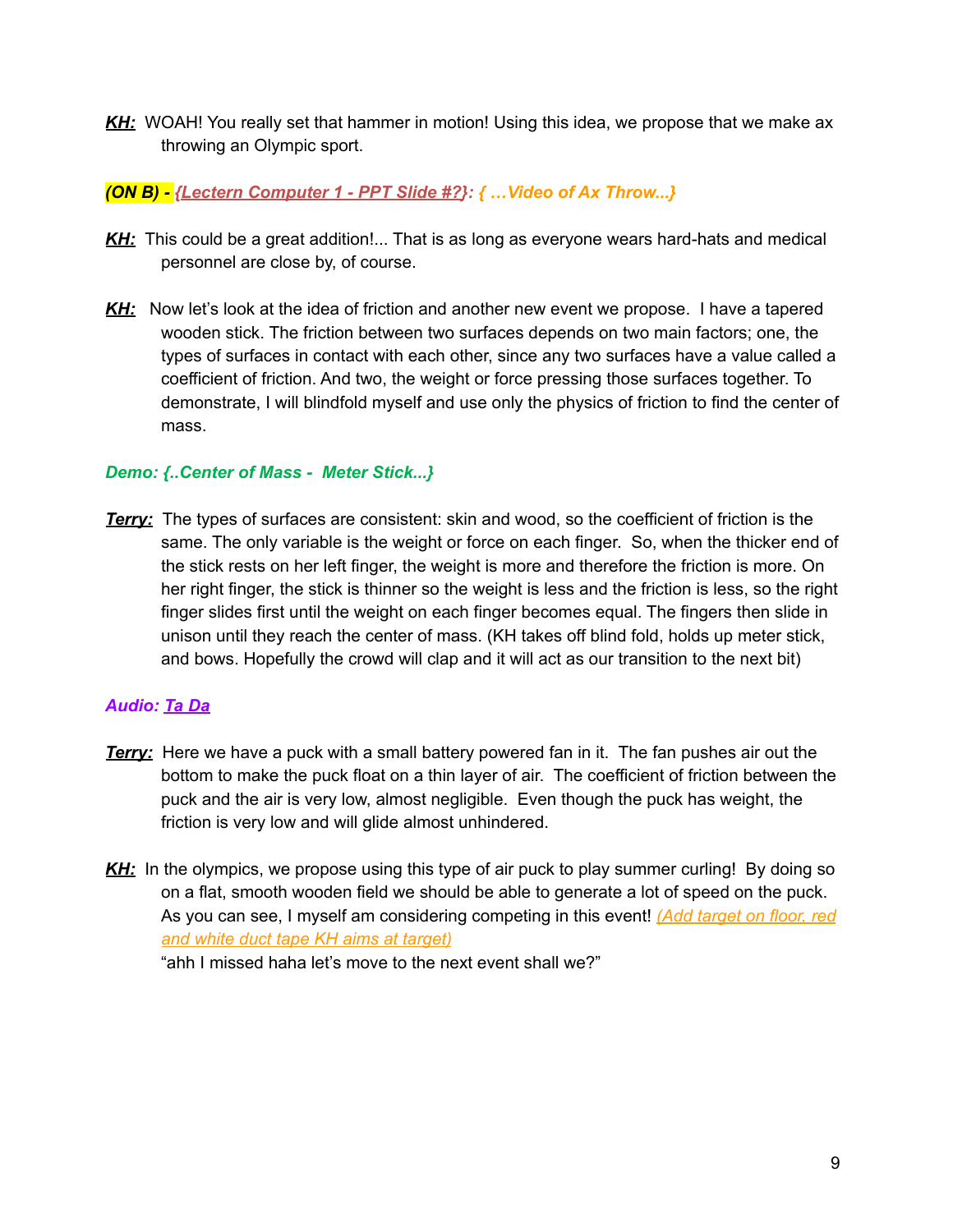***KH:*** WOAH! You really set that hammer in motion! Using this idea, we propose that we make ax throwing an Olympic sport.

***(ON B) -*** ***{Lectern Computer 1 - PPT Slide #?}:*** ***{ …Video of Ax Throw...}***

***KH:*** This could be a great addition!... That is as long as everyone wears hard-hats and medical personnel are close by, of course.

***KH:*** Now let's look at the idea of friction and another new event we propose. I have a tapered wooden stick. The friction between two surfaces depends on two main factors; one, the types of surfaces in contact with each other, since any two surfaces have a value called a coefficient of friction. And two, the weight or force pressing those surfaces together. To demonstrate, I will blindfold myself and use only the physics of friction to find the center of mass.

***Demo: {..Center of Mass - Meter Stick...}***

***Terry:*** The types of surfaces are consistent: skin and wood, so the coefficient of friction is the same. The only variable is the weight or force on each finger. So, when the thicker end of the stick rests on her left finger, the weight is more and therefore the friction is more. On her right finger, the stick is thinner so the weight is less and the friction is less, so the right finger slides first until the weight on each finger becomes equal. The fingers then slide in unison until they reach the center of mass. (KH takes off blind fold, holds up meter stick, and bows. Hopefully the crowd will clap and it will act as our transition to the next bit)

***Audio: Ta Da***

***Terry:*** Here we have a puck with a small battery powered fan in it. The fan pushes air out the bottom to make the puck float on a thin layer of air. The coefficient of friction between the puck and the air is very low, almost negligible. Even though the puck has weight, the friction is very low and will glide almost unhindered.

***KH:*** In the olympics, we propose using this type of air puck to play summer curling! By doing so on a flat, smooth wooden field we should be able to generate a lot of speed on the puck. As you can see, I myself am considering competing in this event! *(Add target on floor, red and white duct tape KH aims at target)*
"ahh I missed haha let's move to the next event shall we?"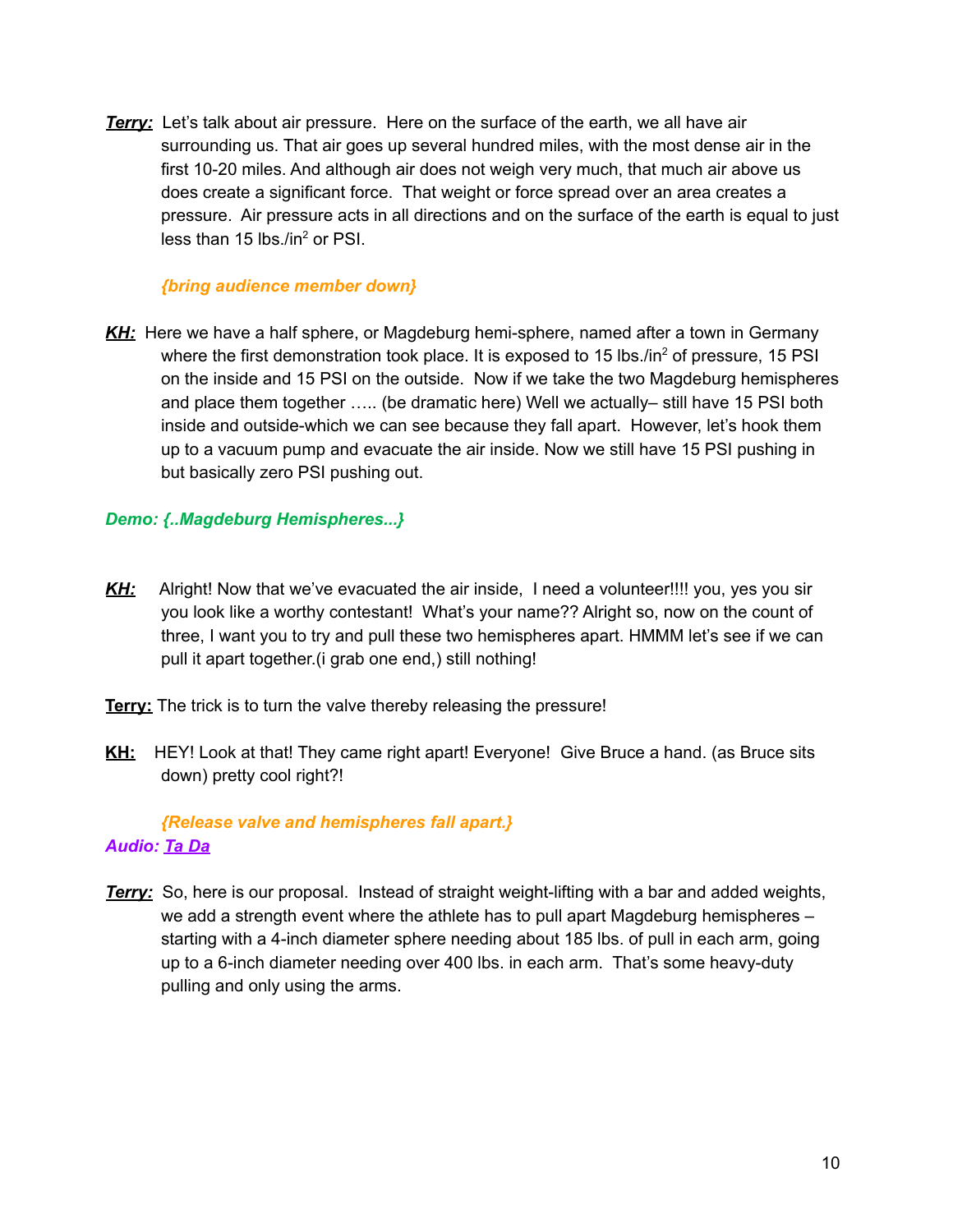***Terry:*** Let's talk about air pressure. Here on the surface of the earth, we all have air surrounding us. That air goes up several hundred miles, with the most dense air in the first 10-20 miles. And although air does not weigh very much, that much air above us does create a significant force. That weight or force spread over an area creates a pressure. Air pressure acts in all directions and on the surface of the earth is equal to just less than 15 lbs./in$^2$ or PSI.

*{bring audience member down}*

***KH:*** Here we have a half sphere, or Magdeburg hemi-sphere, named after a town in Germany where the first demonstration took place. It is exposed to 15 lbs./in$^2$ of pressure, 15 PSI on the inside and 15 PSI on the outside. Now if we take the two Magdeburg hemispheres and place them together ….. (be dramatic here) Well we actually– still have 15 PSI both inside and outside-which we can see because they fall apart. However, let's hook them up to a vacuum pump and evacuate the air inside. Now we still have 15 PSI pushing in but basically zero PSI pushing out.

***Demo: {..Magdeburg Hemispheres...}***

***KH:*** Alright! Now that we've evacuated the air inside, I need a volunteer!!!! you, yes you sir you look like a worthy contestant! What's your name?? Alright so, now on the count of three, I want you to try and pull these two hemispheres apart. HMMM let's see if we can pull it apart together.(i grab one end,) still nothing!

**Terry:** The trick is to turn the valve thereby releasing the pressure!

**KH:** HEY! Look at that! They came right apart! Everyone! Give Bruce a hand. (as Bruce sits down) pretty cool right?!

*{Release valve and hemispheres fall apart.}*

***Audio: Ta Da***

***Terry:*** So, here is our proposal. Instead of straight weight-lifting with a bar and added weights, we add a strength event where the athlete has to pull apart Magdeburg hemispheres – starting with a 4-inch diameter sphere needing about 185 lbs. of pull in each arm, going up to a 6-inch diameter needing over 400 lbs. in each arm. That's some heavy-duty pulling and only using the arms.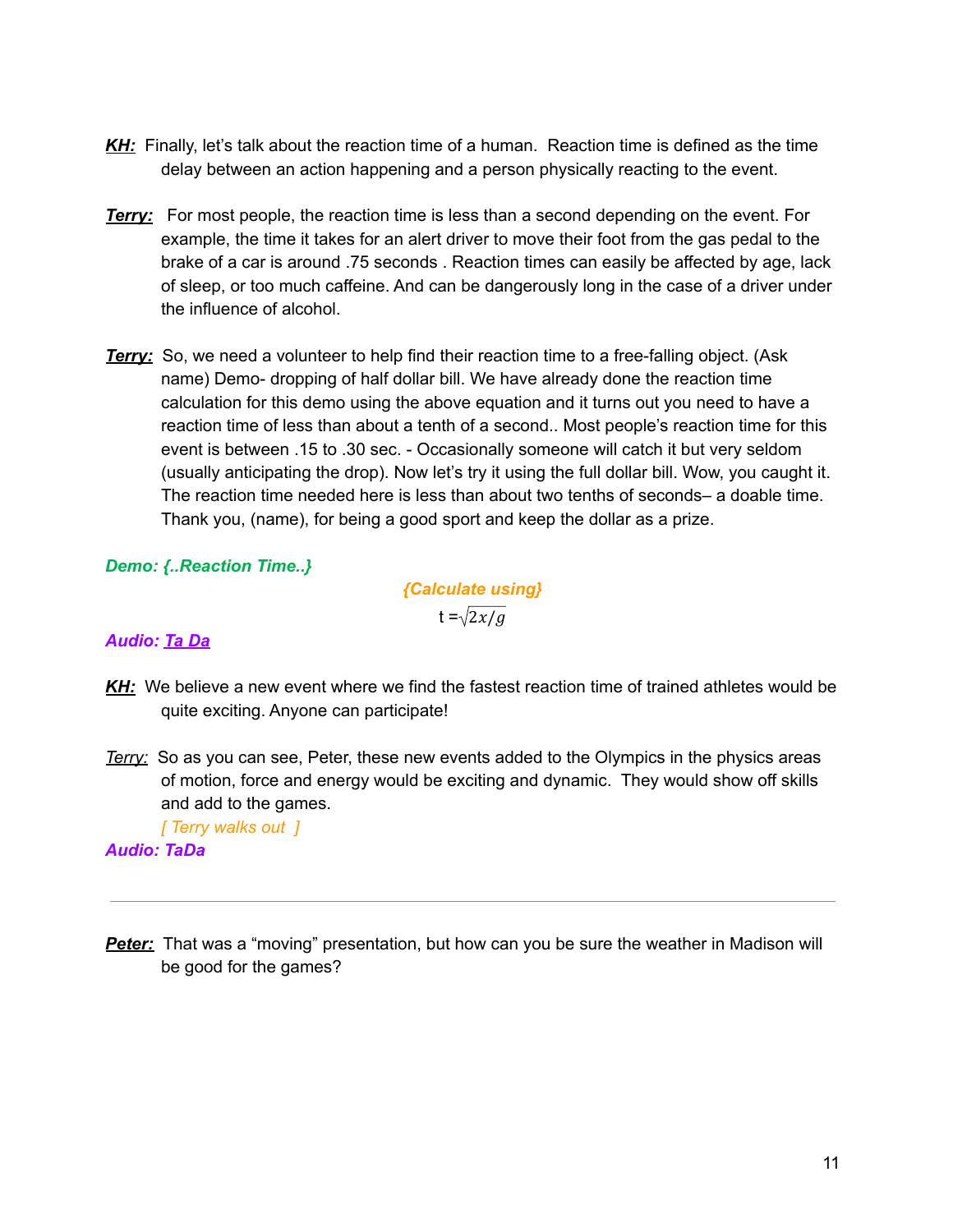***KH:*** Finally, let's talk about the reaction time of a human. Reaction time is defined as the time delay between an action happening and a person physically reacting to the event.

***Terry:*** For most people, the reaction time is less than a second depending on the event. For example, the time it takes for an alert driver to move their foot from the gas pedal to the brake of a car is around .75 seconds . Reaction times can easily be affected by age, lack of sleep, or too much caffeine. And can be dangerously long in the case of a driver under the influence of alcohol.

***Terry:*** So, we need a volunteer to help find their reaction time to a free-falling object. (Ask name) Demo- dropping of half dollar bill. We have already done the reaction time calculation for this demo using the above equation and it turns out you need to have a reaction time of less than about a tenth of a second.. Most people's reaction time for this event is between .15 to .30 sec. - Occasionally someone will catch it but very seldom (usually anticipating the drop). Now let's try it using the full dollar bill. Wow, you caught it. The reaction time needed here is less than about two tenths of seconds– a doable time. Thank you, (name), for being a good sport and keep the dollar as a prize.

***Demo: {..Reaction Time..}***

***{Calculate using}***

$$t = \sqrt{2x/g}$$

***Audio: Ta Da***

***KH:*** We believe a new event where we find the fastest reaction time of trained athletes would be quite exciting. Anyone can participate!

*Terry:* So as you can see, Peter, these new events added to the Olympics in the physics areas of motion, force and energy would be exciting and dynamic. They would show off skills and add to the games.

*[ Terry walks out ]*

***Audio: TaDa***

---

***Peter:*** That was a "moving" presentation, but how can you be sure the weather in Madison will be good for the games?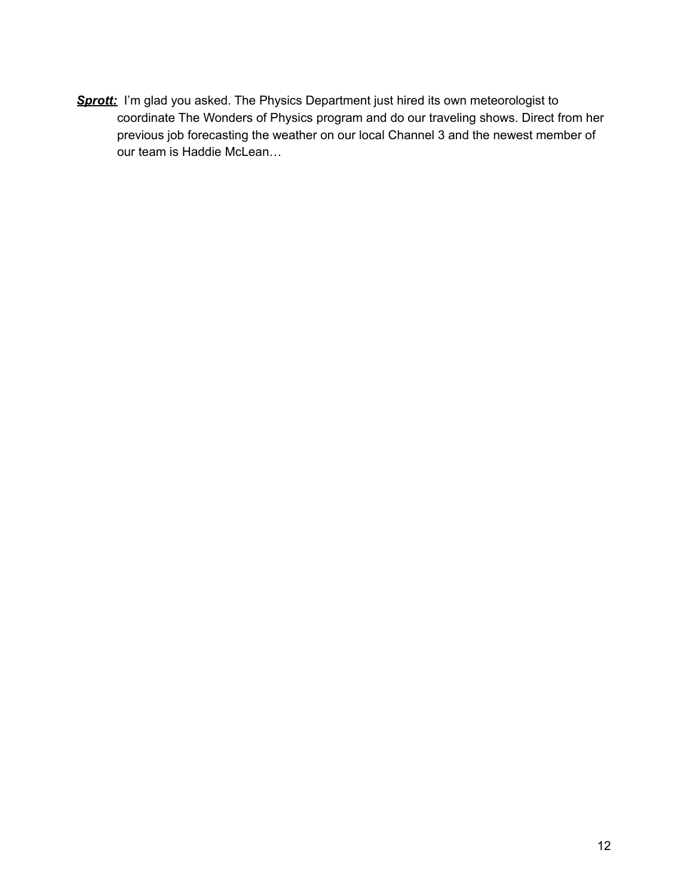***Sprott:*** I'm glad you asked. The Physics Department just hired its own meteorologist to coordinate The Wonders of Physics program and do our traveling shows. Direct from her previous job forecasting the weather on our local Channel 3 and the newest member of our team is Haddie McLean…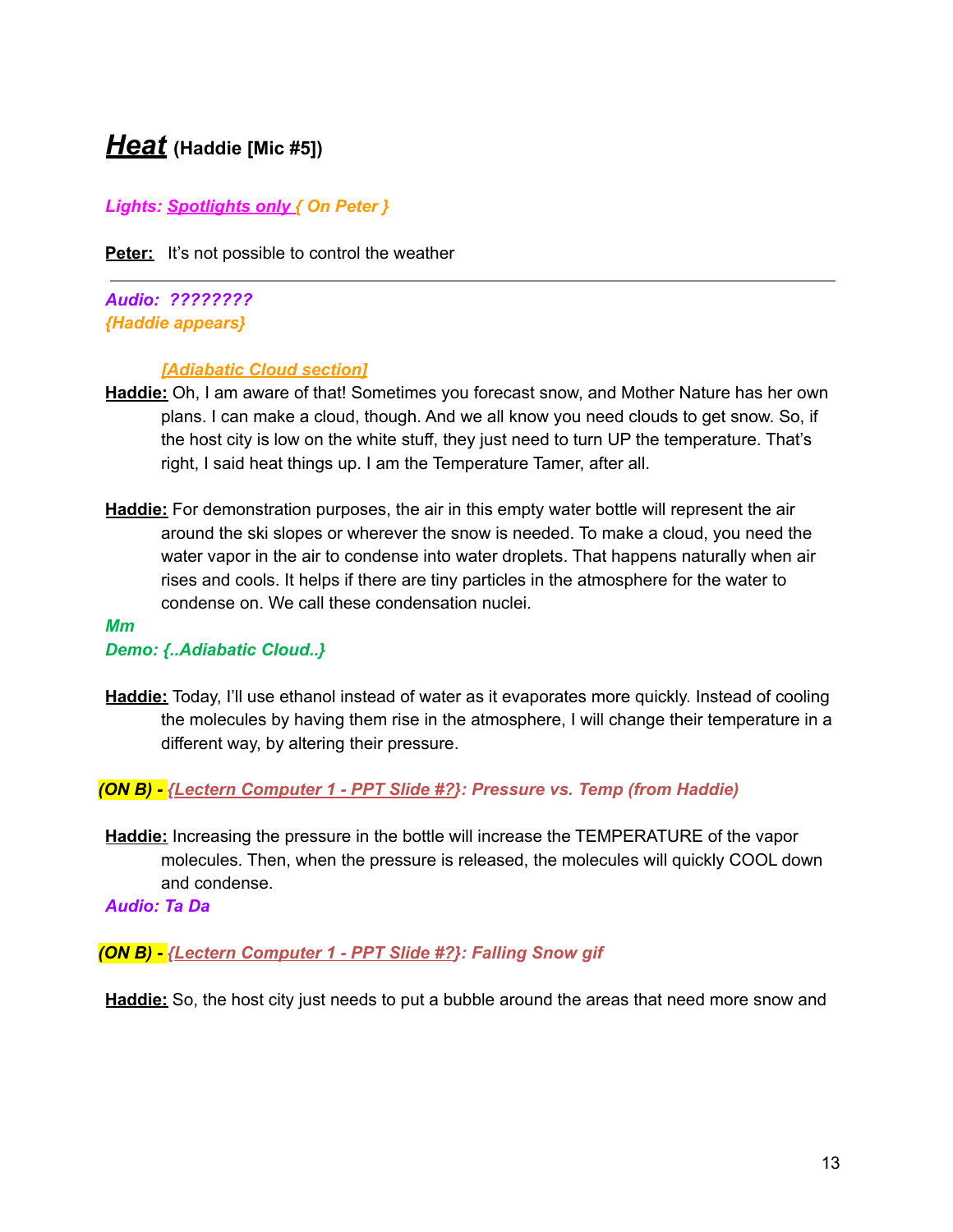# ***Heat*** (Haddie [Mic #5])

***Lights: Spotlights only { On Peter }***

**Peter:** It's not possible to control the weather

---

***Audio: ????????***
***{Haddie appears}***

***[Adiabatic Cloud section]***

**Haddie:** Oh, I am aware of that! Sometimes you forecast snow, and Mother Nature has her own plans. I can make a cloud, though. And we all know you need clouds to get snow. So, if the host city is low on the white stuff, they just need to turn UP the temperature. That's right, I said heat things up. I am the Temperature Tamer, after all.

**Haddie:** For demonstration purposes, the air in this empty water bottle will represent the air around the ski slopes or wherever the snow is needed. To make a cloud, you need the water vapor in the air to condense into water droplets. That happens naturally when air rises and cools. It helps if there are tiny particles in the atmosphere for the water to condense on. We call these condensation nuclei.

***Mm***
***Demo: {..Adiabatic Cloud..}***

**Haddie:** Today, I'll use ethanol instead of water as it evaporates more quickly. Instead of cooling the molecules by having them rise in the atmosphere, I will change their temperature in a different way, by altering their pressure.

***(ON B) - {Lectern Computer 1 - PPT Slide #?}: Pressure vs. Temp (from Haddie)***

**Haddie:** Increasing the pressure in the bottle will increase the TEMPERATURE of the vapor molecules. Then, when the pressure is released, the molecules will quickly COOL down and condense.

***Audio: Ta Da***

***(ON B) - {Lectern Computer 1 - PPT Slide #?}: Falling Snow gif***

**Haddie:** So, the host city just needs to put a bubble around the areas that need more snow and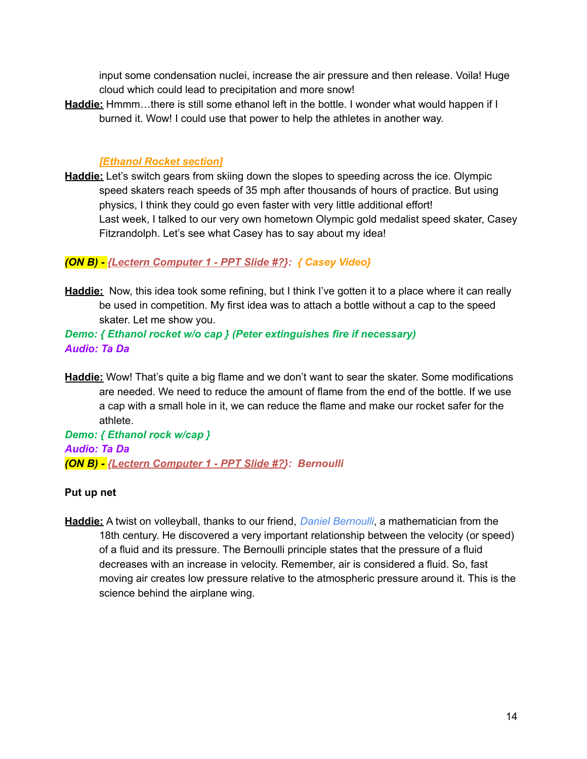input some condensation nuclei, increase the air pressure and then release. Voila! Huge cloud which could lead to precipitation and more snow!

**Haddie:** Hmmm…there is still some ethanol left in the bottle. I wonder what would happen if I burned it. Wow! I could use that power to help the athletes in another way.

*[Ethanol Rocket section]*

**Haddie:** Let's switch gears from skiing down the slopes to speeding across the ice. Olympic speed skaters reach speeds of 35 mph after thousands of hours of practice. But using physics, I think they could go even faster with very little additional effort! Last week, I talked to our very own hometown Olympic gold medalist speed skater, Casey Fitzrandolph. Let's see what Casey has to say about my idea!

***(ON B) - {Lectern Computer 1 - PPT Slide #?}: { Casey Video}***

**Haddie:** Now, this idea took some refining, but I think I've gotten it to a place where it can really be used in competition. My first idea was to attach a bottle without a cap to the speed skater. Let me show you.

***Demo: { Ethanol rocket w/o cap } (Peter extinguishes fire if necessary)***

***Audio: Ta Da***

**Haddie:** Wow! That's quite a big flame and we don't want to sear the skater. Some modifications are needed. We need to reduce the amount of flame from the end of the bottle. If we use a cap with a small hole in it, we can reduce the flame and make our rocket safer for the athlete.

***Demo: { Ethanol rock w/cap }***

***Audio: Ta Da***

***(ON B) - {Lectern Computer 1 - PPT Slide #?}: Bernoulli***

**Put up net**

**Haddie:** A twist on volleyball, thanks to our friend, *Daniel Bernoulli*, a mathematician from the 18th century. He discovered a very important relationship between the velocity (or speed) of a fluid and its pressure. The Bernoulli principle states that the pressure of a fluid decreases with an increase in velocity. Remember, air is considered a fluid. So, fast moving air creates low pressure relative to the atmospheric pressure around it. This is the science behind the airplane wing.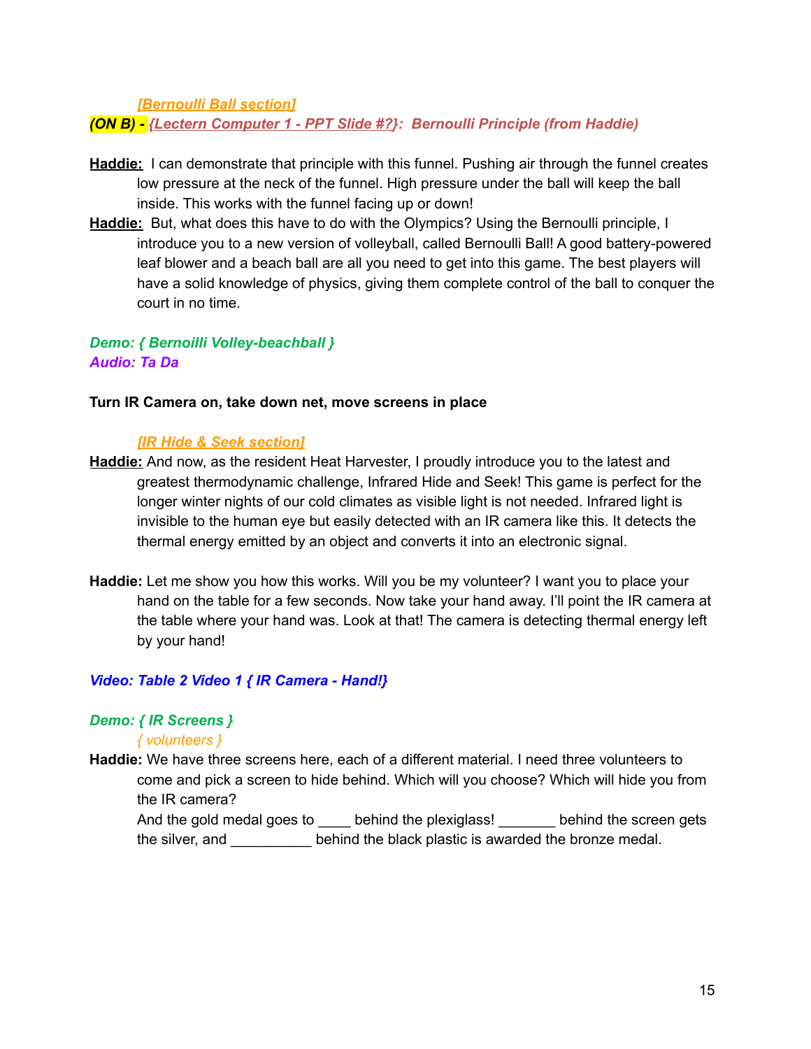*[Bernoulli Ball section]*

***(ON B) - {Lectern Computer 1 - PPT Slide #?}: Bernoulli Principle (from Haddie)***

**Haddie:** I can demonstrate that principle with this funnel. Pushing air through the funnel creates low pressure at the neck of the funnel. High pressure under the ball will keep the ball inside. This works with the funnel facing up or down!

**Haddie:** But, what does this have to do with the Olympics? Using the Bernoulli principle, I introduce you to a new version of volleyball, called Bernoulli Ball! A good battery-powered leaf blower and a beach ball are all you need to get into this game. The best players will have a solid knowledge of physics, giving them complete control of the ball to conquer the court in no time.

***Demo: { Bernoilli Volley-beachball }***

***Audio: Ta Da***

**Turn IR Camera on, take down net, move screens in place**

*[IR Hide & Seek section]*

**Haddie:** And now, as the resident Heat Harvester, I proudly introduce you to the latest and greatest thermodynamic challenge, Infrared Hide and Seek! This game is perfect for the longer winter nights of our cold climates as visible light is not needed. Infrared light is invisible to the human eye but easily detected with an IR camera like this. It detects the thermal energy emitted by an object and converts it into an electronic signal.

**Haddie:** Let me show you how this works. Will you be my volunteer? I want you to place your hand on the table for a few seconds. Now take your hand away. I'll point the IR camera at the table where your hand was. Look at that! The camera is detecting thermal energy left by your hand!

***Video: Table 2 Video 1 { IR Camera - Hand!}***

***Demo: { IR Screens }***

*{ volunteers }*

**Haddie:** We have three screens here, each of a different material. I need three volunteers to come and pick a screen to hide behind. Which will you choose? Which will hide you from the IR camera?

And the gold medal goes to ____ behind the plexiglass! _______ behind the screen gets the silver, and __________ behind the black plastic is awarded the bronze medal.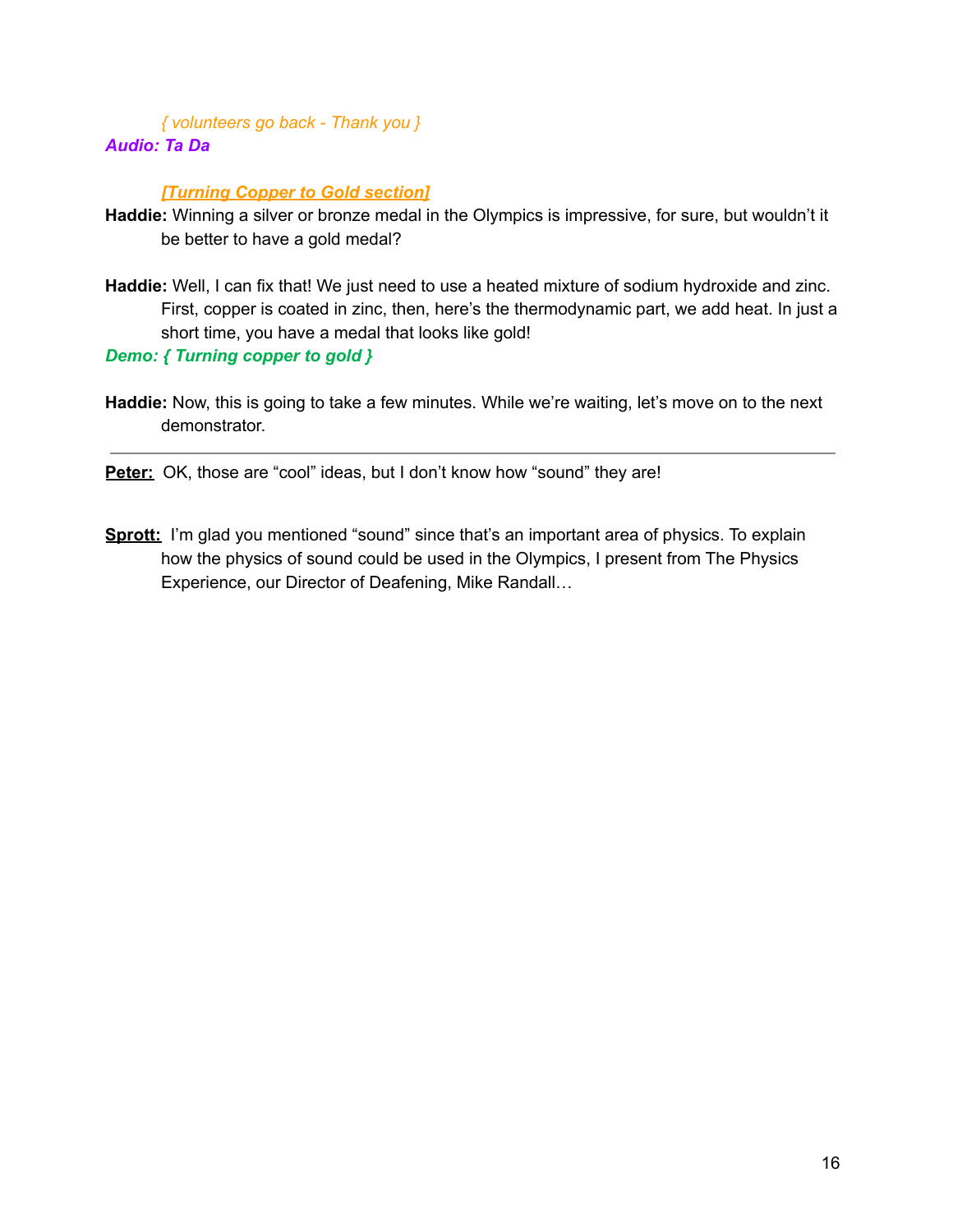*{ volunteers go back - Thank you }*

***Audio: Ta Da***

***[Turning Copper to Gold section]***

**Haddie:** Winning a silver or bronze medal in the Olympics is impressive, for sure, but wouldn't it be better to have a gold medal?

**Haddie:** Well, I can fix that! We just need to use a heated mixture of sodium hydroxide and zinc. First, copper is coated in zinc, then, here's the thermodynamic part, we add heat. In just a short time, you have a medal that looks like gold!

***Demo: { Turning copper to gold }***

**Haddie:** Now, this is going to take a few minutes. While we're waiting, let's move on to the next demonstrator.

---

**Peter:** OK, those are "cool" ideas, but I don't know how "sound" they are!

**Sprott:** I'm glad you mentioned "sound" since that's an important area of physics. To explain how the physics of sound could be used in the Olympics, I present from The Physics Experience, our Director of Deafening, Mike Randall…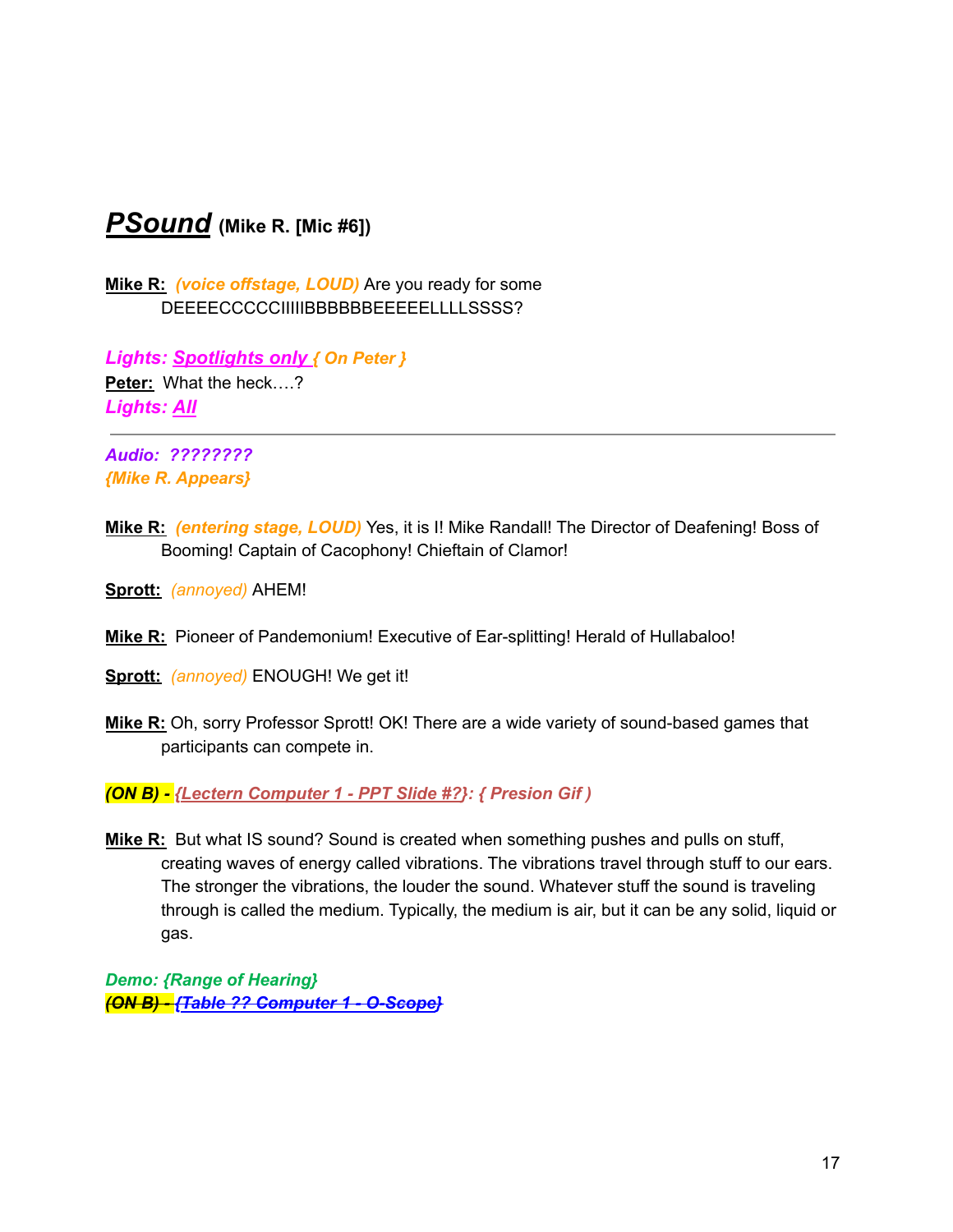## ***PSound*** **(Mike R. [Mic #6])**

**Mike R:** *(voice offstage, LOUD)* Are you ready for some DEEEECCCCCIIIIIBBBBBBEEEEELLLLSSSS?

***Lights: Spotlights only { On Peter }***

**Peter:** What the heck….?

***Lights: All***

---

***Audio: ????????***

***{Mike R. Appears}***

**Mike R:** *(entering stage, LOUD)* Yes, it is I! Mike Randall! The Director of Deafening! Boss of Booming! Captain of Cacophony! Chieftain of Clamor!

**Sprott:** *(annoyed)* AHEM!

**Mike R:** Pioneer of Pandemonium! Executive of Ear-splitting! Herald of Hullabaloo!

**Sprott:** *(annoyed)* ENOUGH! We get it!

**Mike R:** Oh, sorry Professor Sprott! OK! There are a wide variety of sound-based games that participants can compete in.

***(ON B) - {Lectern Computer 1 - PPT Slide #?}: { Presion Gif )***

**Mike R:** But what IS sound? Sound is created when something pushes and pulls on stuff, creating waves of energy called vibrations. The vibrations travel through stuff to our ears. The stronger the vibrations, the louder the sound. Whatever stuff the sound is traveling through is called the medium. Typically, the medium is air, but it can be any solid, liquid or gas.

***Demo: {Range of Hearing}***

***~~(ON B) - {Table ?? Computer 1 - O-Scope}~~***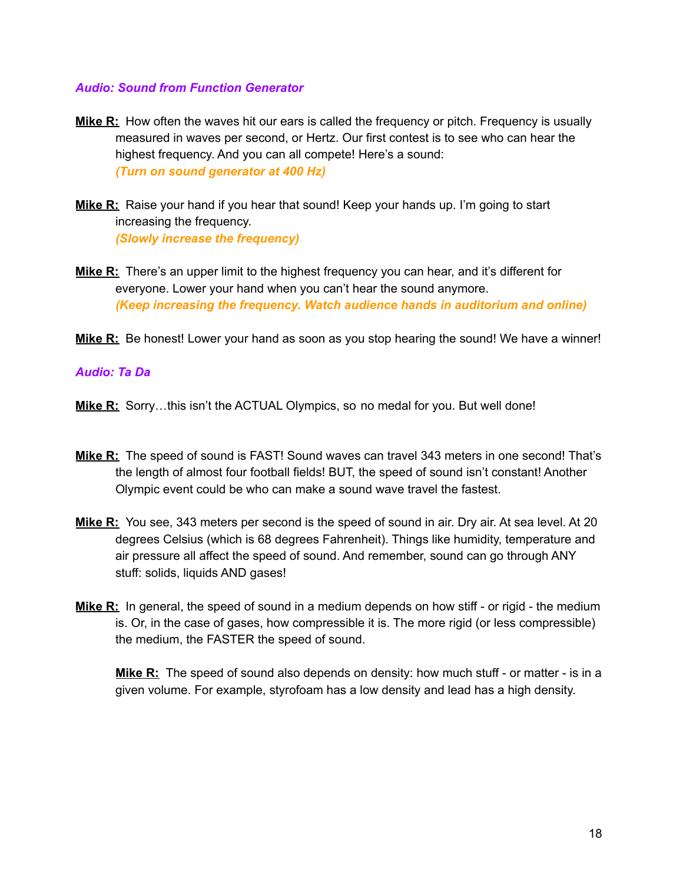***Audio: Sound from Function Generator***

**Mike R:** How often the waves hit our ears is called the frequency or pitch. Frequency is usually measured in waves per second, or Hertz. Our first contest is to see who can hear the highest frequency. And you can all compete! Here's a sound:
***(Turn on sound generator at 400 Hz)***

**Mike R:** Raise your hand if you hear that sound! Keep your hands up. I'm going to start increasing the frequency.
***(Slowly increase the frequency)***

**Mike R:** There's an upper limit to the highest frequency you can hear, and it's different for everyone. Lower your hand when you can't hear the sound anymore.
***(Keep increasing the frequency. Watch audience hands in auditorium and online)***

**Mike R:** Be honest! Lower your hand as soon as you stop hearing the sound! We have a winner!

***Audio: Ta Da***

**Mike R:** Sorry…this isn't the ACTUAL Olympics, so no medal for you. But well done!

**Mike R:** The speed of sound is FAST! Sound waves can travel 343 meters in one second! That's the length of almost four football fields! BUT, the speed of sound isn't constant! Another Olympic event could be who can make a sound wave travel the fastest.

**Mike R:** You see, 343 meters per second is the speed of sound in air. Dry air. At sea level. At 20 degrees Celsius (which is 68 degrees Fahrenheit). Things like humidity, temperature and air pressure all affect the speed of sound. And remember, sound can go through ANY stuff: solids, liquids AND gases!

**Mike R:** In general, the speed of sound in a medium depends on how stiff - or rigid - the medium is. Or, in the case of gases, how compressible it is. The more rigid (or less compressible) the medium, the FASTER the speed of sound.

**Mike R:** The speed of sound also depends on density: how much stuff - or matter - is in a given volume. For example, styrofoam has a low density and lead has a high density.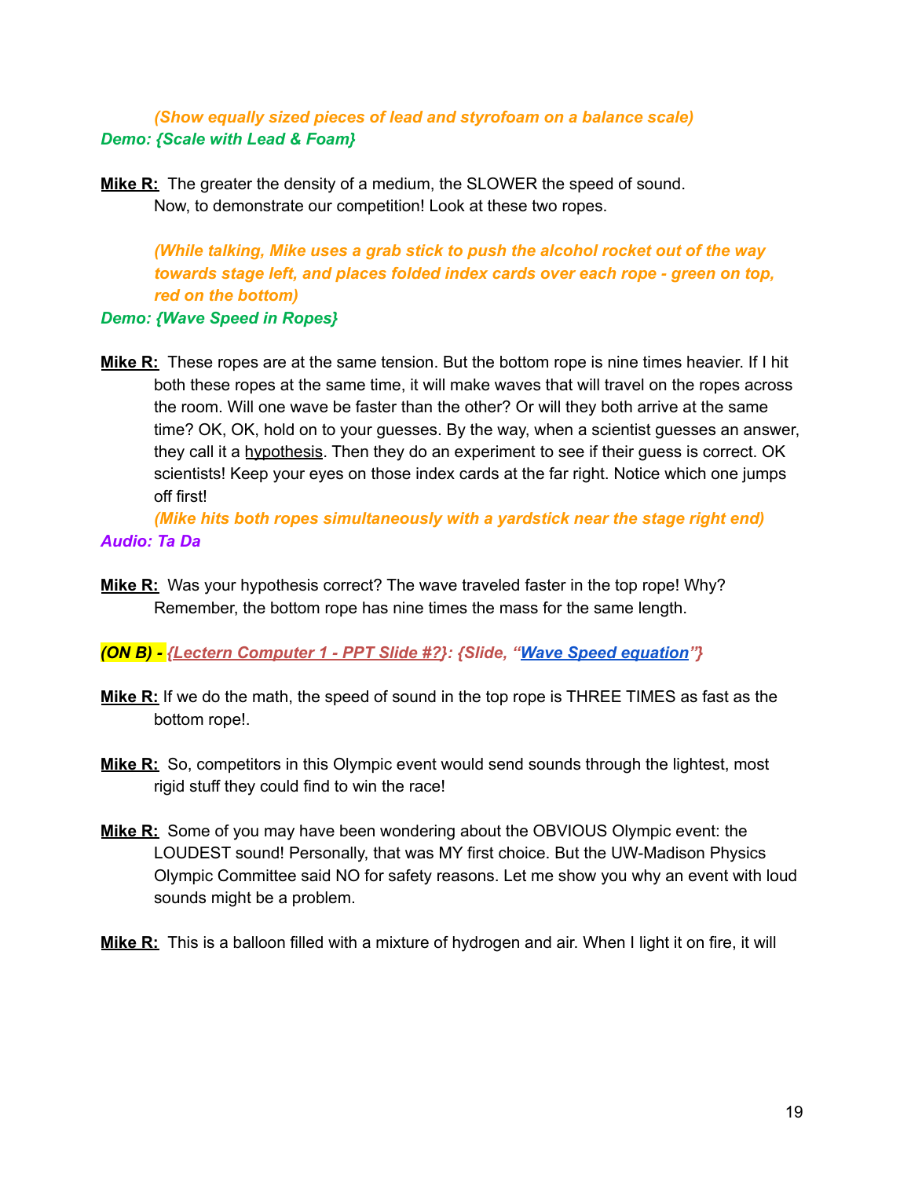*(Show equally sized pieces of lead and styrofoam on a balance scale)*

*Demo: {Scale with Lead & Foam}*

**Mike R:** The greater the density of a medium, the SLOWER the speed of sound. Now, to demonstrate our competition! Look at these two ropes.

*(While talking, Mike uses a grab stick to push the alcohol rocket out of the way towards stage left, and places folded index cards over each rope - green on top, red on the bottom)*

*Demo: {Wave Speed in Ropes}*

**Mike R:** These ropes are at the same tension. But the bottom rope is nine times heavier. If I hit both these ropes at the same time, it will make waves that will travel on the ropes across the room. Will one wave be faster than the other? Or will they both arrive at the same time? OK, OK, hold on to your guesses. By the way, when a scientist guesses an answer, they call it a hypothesis. Then they do an experiment to see if their guess is correct. OK scientists! Keep your eyes on those index cards at the far right. Notice which one jumps off first!

*(Mike hits both ropes simultaneously with a yardstick near the stage right end)*

*Audio: Ta Da*

**Mike R:** Was your hypothesis correct? The wave traveled faster in the top rope! Why? Remember, the bottom rope has nine times the mass for the same length.

***(ON B) -*** *{Lectern Computer 1 - PPT Slide #?}: {Slide, "Wave Speed equation"}*

**Mike R:** If we do the math, the speed of sound in the top rope is THREE TIMES as fast as the bottom rope!.

**Mike R:** So, competitors in this Olympic event would send sounds through the lightest, most rigid stuff they could find to win the race!

**Mike R:** Some of you may have been wondering about the OBVIOUS Olympic event: the LOUDEST sound! Personally, that was MY first choice. But the UW-Madison Physics Olympic Committee said NO for safety reasons. Let me show you why an event with loud sounds might be a problem.

**Mike R:** This is a balloon filled with a mixture of hydrogen and air. When I light it on fire, it will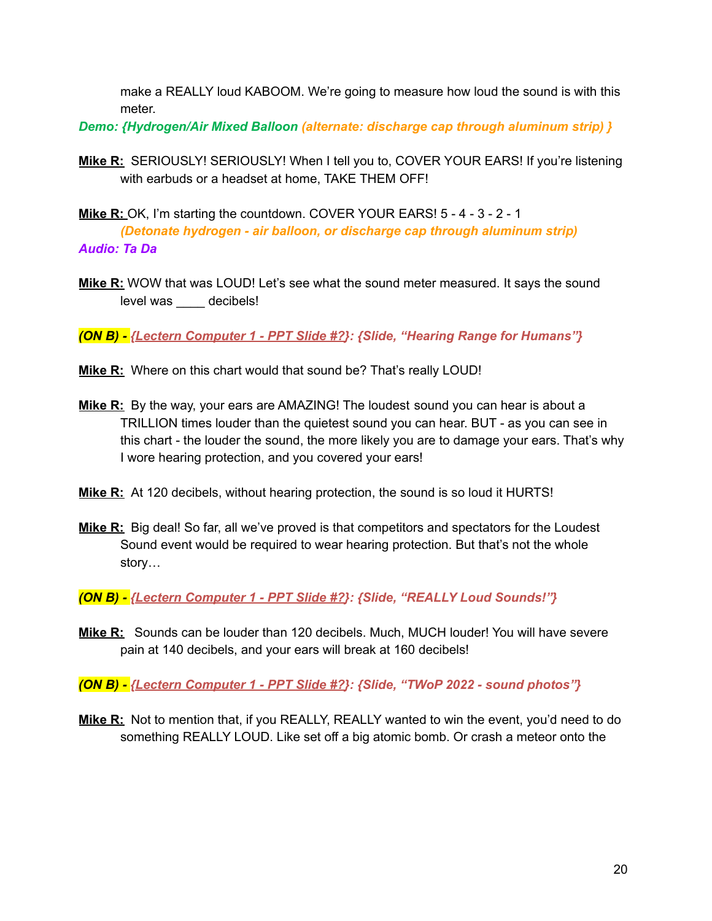make a REALLY loud KABOOM. We're going to measure how loud the sound is with this meter.

***Demo: {Hydrogen/Air Mixed Balloon (alternate: discharge cap through aluminum strip) }***

**Mike R:** SERIOUSLY! SERIOUSLY! When I tell you to, COVER YOUR EARS! If you're listening with earbuds or a headset at home, TAKE THEM OFF!

**Mike R:** OK, I'm starting the countdown. COVER YOUR EARS! 5 - 4 - 3 - 2 - 1
***(Detonate hydrogen - air balloon, or discharge cap through aluminum strip)***

***Audio: Ta Da***

**Mike R:** WOW that was LOUD! Let's see what the sound meter measured. It says the sound level was ____ decibels!

***(ON B) - {Lectern Computer 1 - PPT Slide #?}: {Slide, "Hearing Range for Humans"}***

**Mike R:** Where on this chart would that sound be? That's really LOUD!

**Mike R:** By the way, your ears are AMAZING! The loudest sound you can hear is about a TRILLION times louder than the quietest sound you can hear. BUT - as you can see in this chart - the louder the sound, the more likely you are to damage your ears. That's why I wore hearing protection, and you covered your ears!

**Mike R:** At 120 decibels, without hearing protection, the sound is so loud it HURTS!

**Mike R:** Big deal! So far, all we've proved is that competitors and spectators for the Loudest Sound event would be required to wear hearing protection. But that's not the whole story…

***(ON B) - {Lectern Computer 1 - PPT Slide #?}: {Slide, "REALLY Loud Sounds!"}***

**Mike R:** Sounds can be louder than 120 decibels. Much, MUCH louder! You will have severe pain at 140 decibels, and your ears will break at 160 decibels!

***(ON B) - {Lectern Computer 1 - PPT Slide #?}: {Slide, "TWoP 2022 - sound photos"}***

**Mike R:** Not to mention that, if you REALLY, REALLY wanted to win the event, you'd need to do something REALLY LOUD. Like set off a big atomic bomb. Or crash a meteor onto the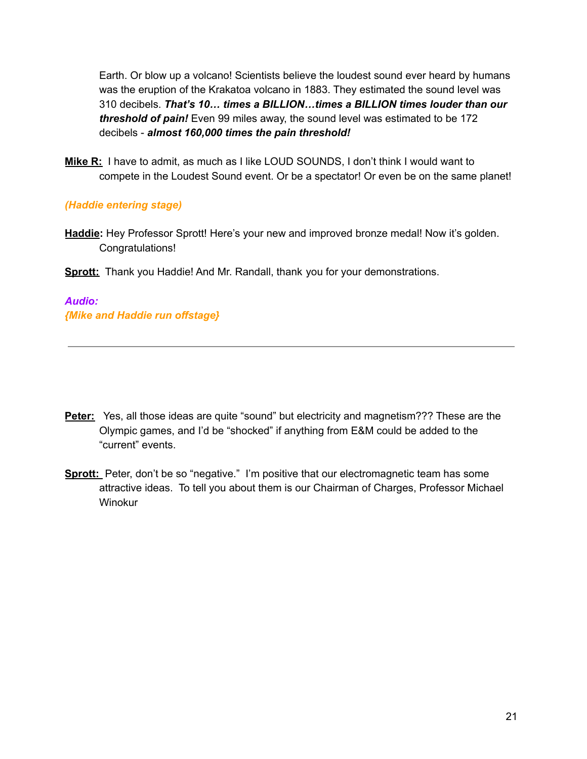Earth. Or blow up a volcano! Scientists believe the loudest sound ever heard by humans was the eruption of the Krakatoa volcano in 1883. They estimated the sound level was 310 decibels. ***That's 10… times a BILLION…times a BILLION times louder than our threshold of pain!*** Even 99 miles away, the sound level was estimated to be 172 decibels - ***almost 160,000 times the pain threshold!***

**Mike R:** I have to admit, as much as I like LOUD SOUNDS, I don't think I would want to compete in the Loudest Sound event. Or be a spectator! Or even be on the same planet!

***(Haddie entering stage)***

**Haddie:** Hey Professor Sprott! Here's your new and improved bronze medal! Now it's golden. Congratulations!

**Sprott:** Thank you Haddie! And Mr. Randall, thank you for your demonstrations.

***Audio:***
***{Mike and Haddie run offstage}***

---

**Peter:** Yes, all those ideas are quite "sound" but electricity and magnetism??? These are the Olympic games, and I'd be "shocked" if anything from E&M could be added to the "current" events.

**Sprott:** Peter, don't be so "negative." I'm positive that our electromagnetic team has some attractive ideas. To tell you about them is our Chairman of Charges, Professor Michael Winokur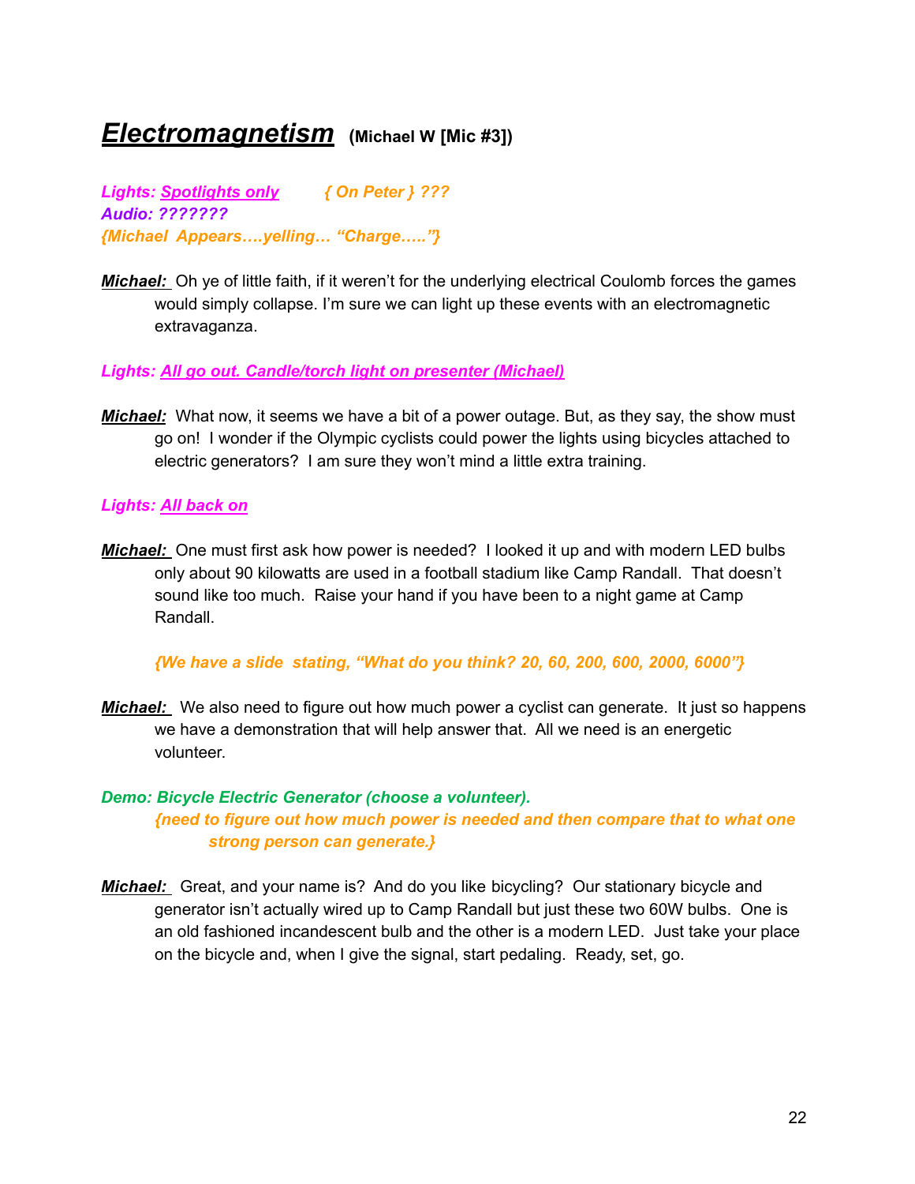# ***Electromagnetism*** **(Michael W [Mic #3])**

***Lights: Spotlights only*** *{ On Peter } ???*
***Audio: ???????***
*{Michael Appears….yelling… "Charge….."}*

***Michael:*** Oh ye of little faith, if it weren't for the underlying electrical Coulomb forces the games would simply collapse. I'm sure we can light up these events with an electromagnetic extravaganza.

***Lights: All go out. Candle/torch light on presenter (Michael)***

***Michael:*** What now, it seems we have a bit of a power outage. But, as they say, the show must go on! I wonder if the Olympic cyclists could power the lights using bicycles attached to electric generators? I am sure they won't mind a little extra training.

***Lights: All back on***

***Michael:*** One must first ask how power is needed? I looked it up and with modern LED bulbs only about 90 kilowatts are used in a football stadium like Camp Randall. That doesn't sound like too much. Raise your hand if you have been to a night game at Camp Randall.

*{We have a slide stating, "What do you think? 20, 60, 200, 600, 2000, 6000"}*

***Michael:*** We also need to figure out how much power a cyclist can generate. It just so happens we have a demonstration that will help answer that. All we need is an energetic volunteer.

***Demo: Bicycle Electric Generator (choose a volunteer).***
*{need to figure out how much power is needed and then compare that to what one strong person can generate.}*

***Michael:*** Great, and your name is? And do you like bicycling? Our stationary bicycle and generator isn't actually wired up to Camp Randall but just these two 60W bulbs. One is an old fashioned incandescent bulb and the other is a modern LED. Just take your place on the bicycle and, when I give the signal, start pedaling. Ready, set, go.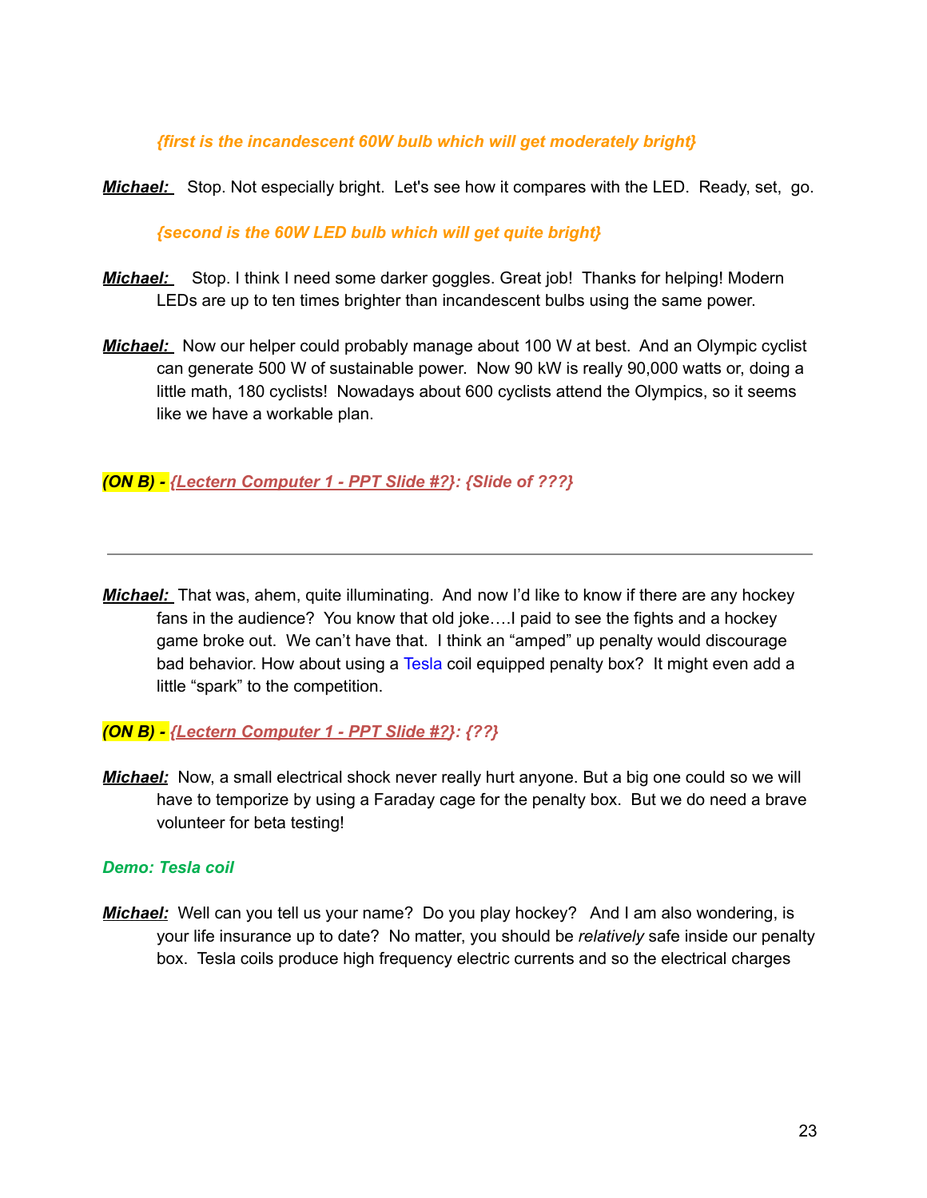*{first is the incandescent 60W bulb which will get moderately bright}*

***Michael:*** Stop. Not especially bright. Let's see how it compares with the LED. Ready, set, go.

*{second is the 60W LED bulb which will get quite bright}*

***Michael:*** Stop. I think I need some darker goggles. Great job! Thanks for helping! Modern LEDs are up to ten times brighter than incandescent bulbs using the same power.

***Michael:*** Now our helper could probably manage about 100 W at best. And an Olympic cyclist can generate 500 W of sustainable power. Now 90 kW is really 90,000 watts or, doing a little math, 180 cyclists! Nowadays about 600 cyclists attend the Olympics, so it seems like we have a workable plan.

***(ON B) - {Lectern Computer 1 - PPT Slide #?}: {Slide of ???}***

---

***Michael:*** That was, ahem, quite illuminating. And now I'd like to know if there are any hockey fans in the audience? You know that old joke….I paid to see the fights and a hockey game broke out. We can't have that. I think an "amped" up penalty would discourage bad behavior. How about using a Tesla coil equipped penalty box? It might even add a little "spark" to the competition.

***(ON B) - {Lectern Computer 1 - PPT Slide #?}: {??}***

***Michael:*** Now, a small electrical shock never really hurt anyone. But a big one could so we will have to temporize by using a Faraday cage for the penalty box. But we do need a brave volunteer for beta testing!

***Demo: Tesla coil***

***Michael:*** Well can you tell us your name? Do you play hockey? And I am also wondering, is your life insurance up to date? No matter, you should be *relatively* safe inside our penalty box. Tesla coils produce high frequency electric currents and so the electrical charges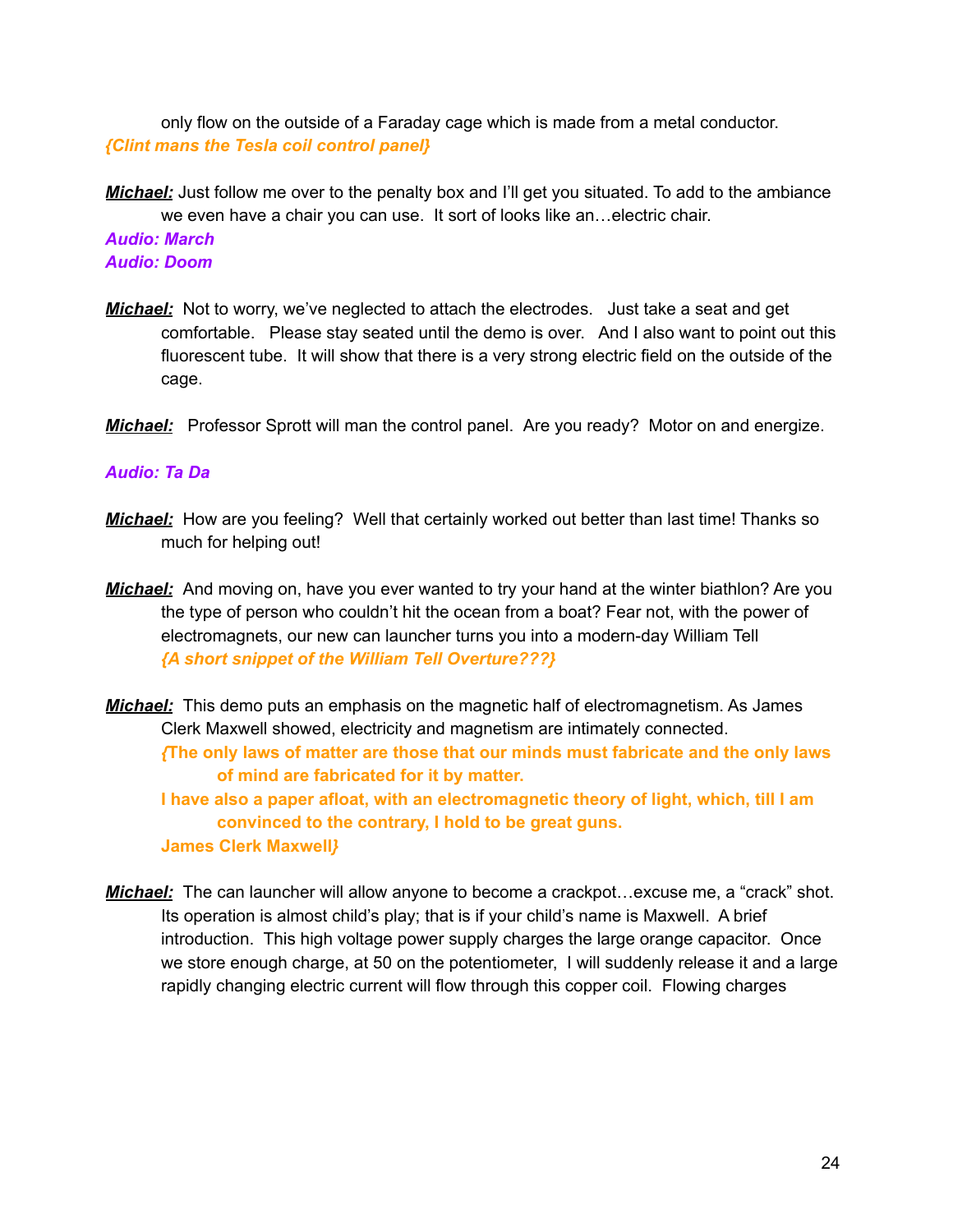only flow on the outside of a Faraday cage which is made from a metal conductor.
***{Clint mans the Tesla coil control panel}***

***Michael:*** Just follow me over to the penalty box and I'll get you situated. To add to the ambiance we even have a chair you can use. It sort of looks like an…electric chair.
***Audio: March***
***Audio: Doom***

***Michael:*** Not to worry, we've neglected to attach the electrodes. Just take a seat and get comfortable. Please stay seated until the demo is over. And I also want to point out this fluorescent tube. It will show that there is a very strong electric field on the outside of the cage.

***Michael:*** Professor Sprott will man the control panel. Are you ready? Motor on and energize.

***Audio: Ta Da***

***Michael:*** How are you feeling? Well that certainly worked out better than last time! Thanks so much for helping out!

***Michael:*** And moving on, have you ever wanted to try your hand at the winter biathlon? Are you the type of person who couldn't hit the ocean from a boat? Fear not, with the power of electromagnets, our new can launcher turns you into a modern-day William Tell
***{A short snippet of the William Tell Overture???}***

***Michael:*** This demo puts an emphasis on the magnetic half of electromagnetism. As James Clerk Maxwell showed, electricity and magnetism are intimately connected.
**{The only laws of matter are those that our minds must fabricate and the only laws of mind are fabricated for it by matter.**
**I have also a paper afloat, with an electromagnetic theory of light, which, till I am convinced to the contrary, I hold to be great guns.**
**James Clerk Maxwell}**

***Michael:*** The can launcher will allow anyone to become a crackpot…excuse me, a "crack" shot. Its operation is almost child's play; that is if your child's name is Maxwell. A brief introduction. This high voltage power supply charges the large orange capacitor. Once we store enough charge, at 50 on the potentiometer, I will suddenly release it and a large rapidly changing electric current will flow through this copper coil. Flowing charges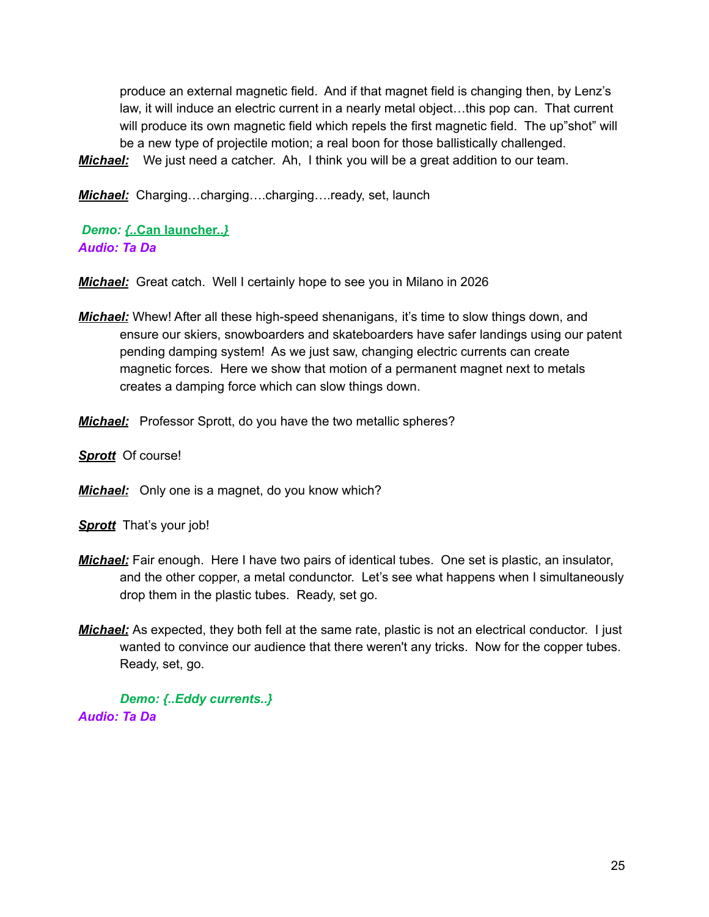produce an external magnetic field. And if that magnet field is changing then, by Lenz's law, it will induce an electric current in a nearly metal object…this pop can. That current will produce its own magnetic field which repels the first magnetic field. The up"shot" will be a new type of projectile motion; a real boon for those ballistically challenged.

***Michael:*** We just need a catcher. Ah, I think you will be a great addition to our team.

***Michael:*** Charging…charging….charging….ready, set, launch

***Demo: {..Can launcher..}***
***Audio: Ta Da***

***Michael:*** Great catch. Well I certainly hope to see you in Milano in 2026

***Michael:*** Whew! After all these high-speed shenanigans, it's time to slow things down, and ensure our skiers, snowboarders and skateboarders have safer landings using our patent pending damping system! As we just saw, changing electric currents can create magnetic forces. Here we show that motion of a permanent magnet next to metals creates a damping force which can slow things down.

***Michael:*** Professor Sprott, do you have the two metallic spheres?

***Sprott*** Of course!

***Michael:*** Only one is a magnet, do you know which?

***Sprott*** That's your job!

***Michael:*** Fair enough. Here I have two pairs of identical tubes. One set is plastic, an insulator, and the other copper, a metal conunductor. Let's see what happens when I simultaneously drop them in the plastic tubes. Ready, set go.

***Michael:*** As expected, they both fell at the same rate, plastic is not an electrical conductor. I just wanted to convince our audience that there weren't any tricks. Now for the copper tubes. Ready, set, go.

***Demo: {..Eddy currents..}***
***Audio: Ta Da***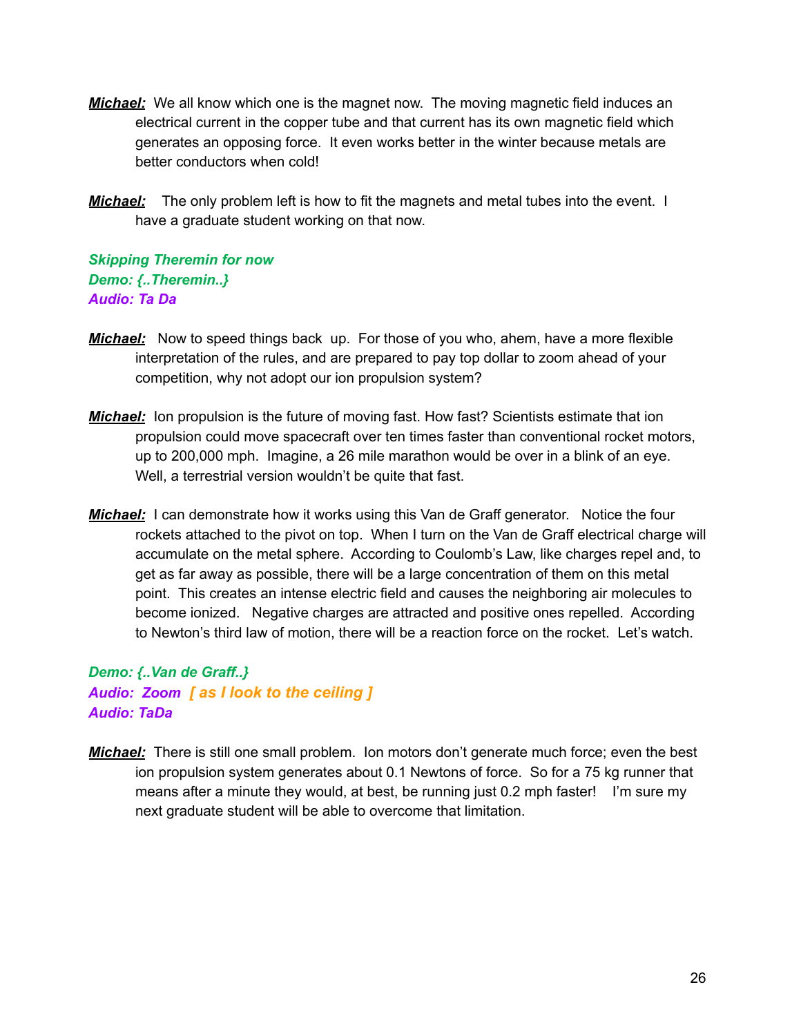***Michael:*** We all know which one is the magnet now. The moving magnetic field induces an electrical current in the copper tube and that current has its own magnetic field which generates an opposing force. It even works better in the winter because metals are better conductors when cold!

***Michael:*** The only problem left is how to fit the magnets and metal tubes into the event. I have a graduate student working on that now.

***Skipping Theremin for now***
***Demo: {..Theremin..}***
***Audio: Ta Da***

***Michael:*** Now to speed things back up. For those of you who, ahem, have a more flexible interpretation of the rules, and are prepared to pay top dollar to zoom ahead of your competition, why not adopt our ion propulsion system?

***Michael:*** Ion propulsion is the future of moving fast. How fast? Scientists estimate that ion propulsion could move spacecraft over ten times faster than conventional rocket motors, up to 200,000 mph. Imagine, a 26 mile marathon would be over in a blink of an eye. Well, a terrestrial version wouldn't be quite that fast.

***Michael:*** I can demonstrate how it works using this Van de Graff generator. Notice the four rockets attached to the pivot on top. When I turn on the Van de Graff electrical charge will accumulate on the metal sphere. According to Coulomb's Law, like charges repel and, to get as far away as possible, there will be a large concentration of them on this metal point. This creates an intense electric field and causes the neighboring air molecules to become ionized. Negative charges are attracted and positive ones repelled. According to Newton's third law of motion, there will be a reaction force on the rocket. Let's watch.

***Demo: {..Van de Graff..}***
***Audio: Zoom*** ***[ as I look to the ceiling ]***
***Audio: TaDa***

***Michael:*** There is still one small problem. Ion motors don't generate much force; even the best ion propulsion system generates about 0.1 Newtons of force. So for a 75 kg runner that means after a minute they would, at best, be running just 0.2 mph faster! I'm sure my next graduate student will be able to overcome that limitation.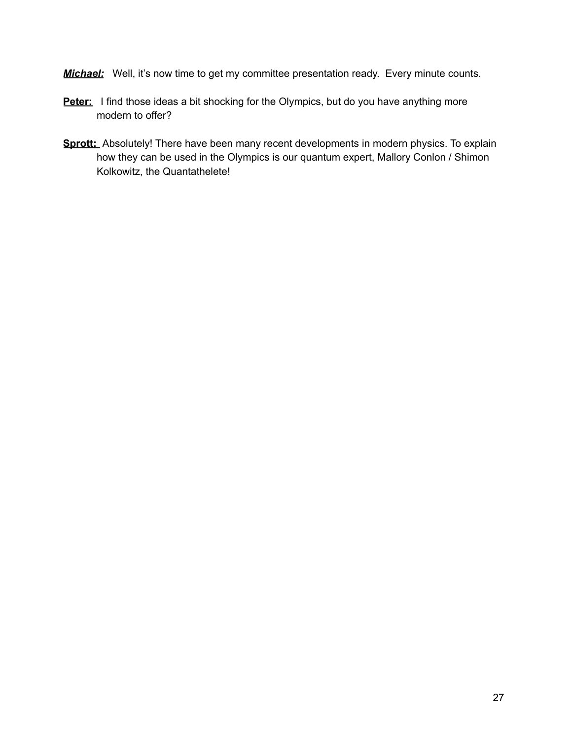***Michael:*** Well, it's now time to get my committee presentation ready. Every minute counts.

**Peter:** I find those ideas a bit shocking for the Olympics, but do you have anything more modern to offer?

**Sprott:** Absolutely! There have been many recent developments in modern physics. To explain how they can be used in the Olympics is our quantum expert, Mallory Conlon / Shimon Kolkowitz, the Quantathelete!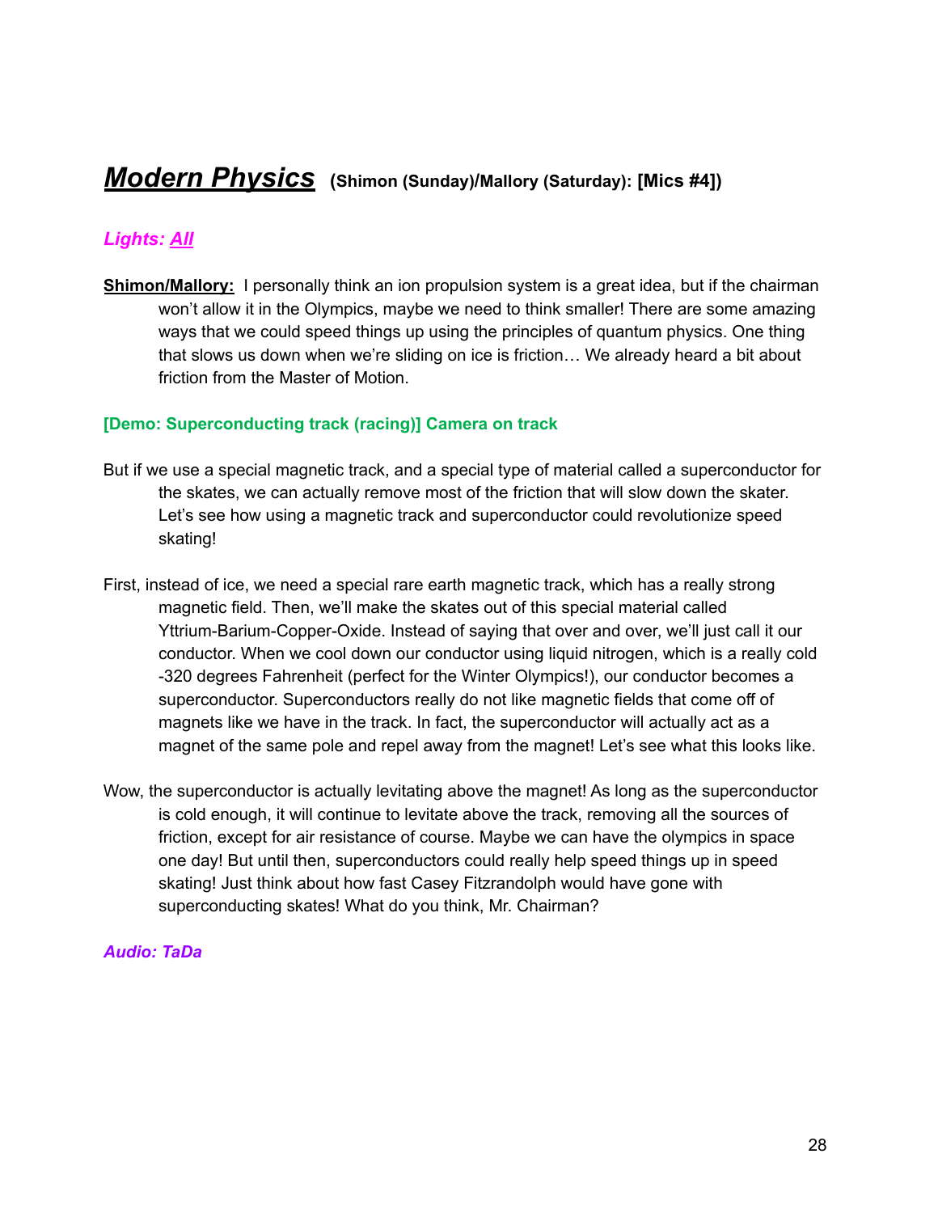## ***Modern Physics*** (Shimon (Sunday)/Mallory (Saturday): [Mics #4])

***Lights: All***

**Shimon/Mallory:** I personally think an ion propulsion system is a great idea, but if the chairman won't allow it in the Olympics, maybe we need to think smaller! There are some amazing ways that we could speed things up using the principles of quantum physics. One thing that slows us down when we're sliding on ice is friction… We already heard a bit about friction from the Master of Motion.

**[Demo: Superconducting track (racing)] Camera on track**

But if we use a special magnetic track, and a special type of material called a superconductor for the skates, we can actually remove most of the friction that will slow down the skater. Let's see how using a magnetic track and superconductor could revolutionize speed skating!

First, instead of ice, we need a special rare earth magnetic track, which has a really strong magnetic field. Then, we'll make the skates out of this special material called Yttrium-Barium-Copper-Oxide. Instead of saying that over and over, we'll just call it our conductor. When we cool down our conductor using liquid nitrogen, which is a really cold -320 degrees Fahrenheit (perfect for the Winter Olympics!), our conductor becomes a superconductor. Superconductors really do not like magnetic fields that come off of magnets like we have in the track. In fact, the superconductor will actually act as a magnet of the same pole and repel away from the magnet! Let's see what this looks like.

Wow, the superconductor is actually levitating above the magnet! As long as the superconductor is cold enough, it will continue to levitate above the track, removing all the sources of friction, except for air resistance of course. Maybe we can have the olympics in space one day! But until then, superconductors could really help speed things up in speed skating! Just think about how fast Casey Fitzrandolph would have gone with superconducting skates! What do you think, Mr. Chairman?

***Audio: TaDa***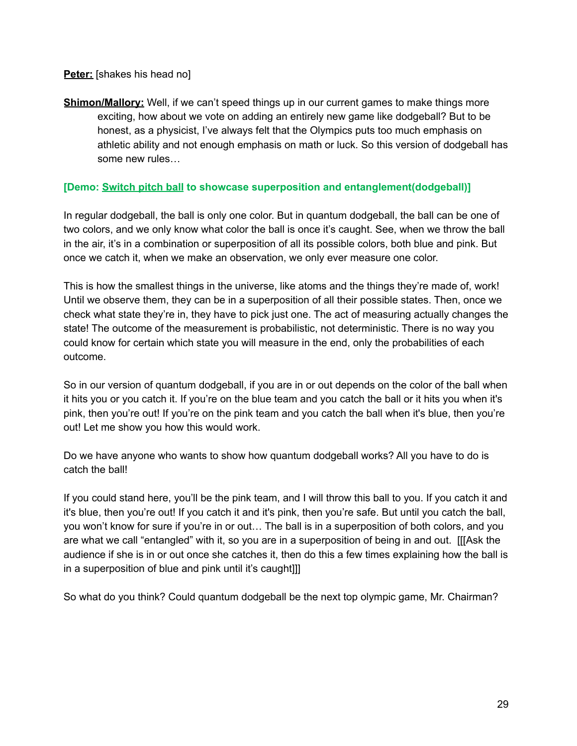**<u>Peter:</u>** [shakes his head no]

**<u>Shimon/Mallory:</u>** Well, if we can't speed things up in our current games to make things more exciting, how about we vote on adding an entirely new game like dodgeball? But to be honest, as a physicist, I've always felt that the Olympics puts too much emphasis on athletic ability and not enough emphasis on math or luck. So this version of dodgeball has some new rules…

**[Demo: <u>Switch pitch ball</u> to showcase superposition and entanglement(dodgeball)]**

In regular dodgeball, the ball is only one color. But in quantum dodgeball, the ball can be one of two colors, and we only know what color the ball is once it's caught. See, when we throw the ball in the air, it's in a combination or superposition of all its possible colors, both blue and pink. But once we catch it, when we make an observation, we only ever measure one color.

This is how the smallest things in the universe, like atoms and the things they're made of, work! Until we observe them, they can be in a superposition of all their possible states. Then, once we check what state they're in, they have to pick just one. The act of measuring actually changes the state! The outcome of the measurement is probabilistic, not deterministic. There is no way you could know for certain which state you will measure in the end, only the probabilities of each outcome.

So in our version of quantum dodgeball, if you are in or out depends on the color of the ball when it hits you or you catch it. If you're on the blue team and you catch the ball or it hits you when it's pink, then you're out! If you're on the pink team and you catch the ball when it's blue, then you're out! Let me show you how this would work.

Do we have anyone who wants to show how quantum dodgeball works? All you have to do is catch the ball!

If you could stand here, you'll be the pink team, and I will throw this ball to you. If you catch it and it's blue, then you're out! If you catch it and it's pink, then you're safe. But until you catch the ball, you won't know for sure if you're in or out… The ball is in a superposition of both colors, and you are what we call "entangled" with it, so you are in a superposition of being in and out. [[[Ask the audience if she is in or out once she catches it, then do this a few times explaining how the ball is in a superposition of blue and pink until it's caught]]]

So what do you think? Could quantum dodgeball be the next top olympic game, Mr. Chairman?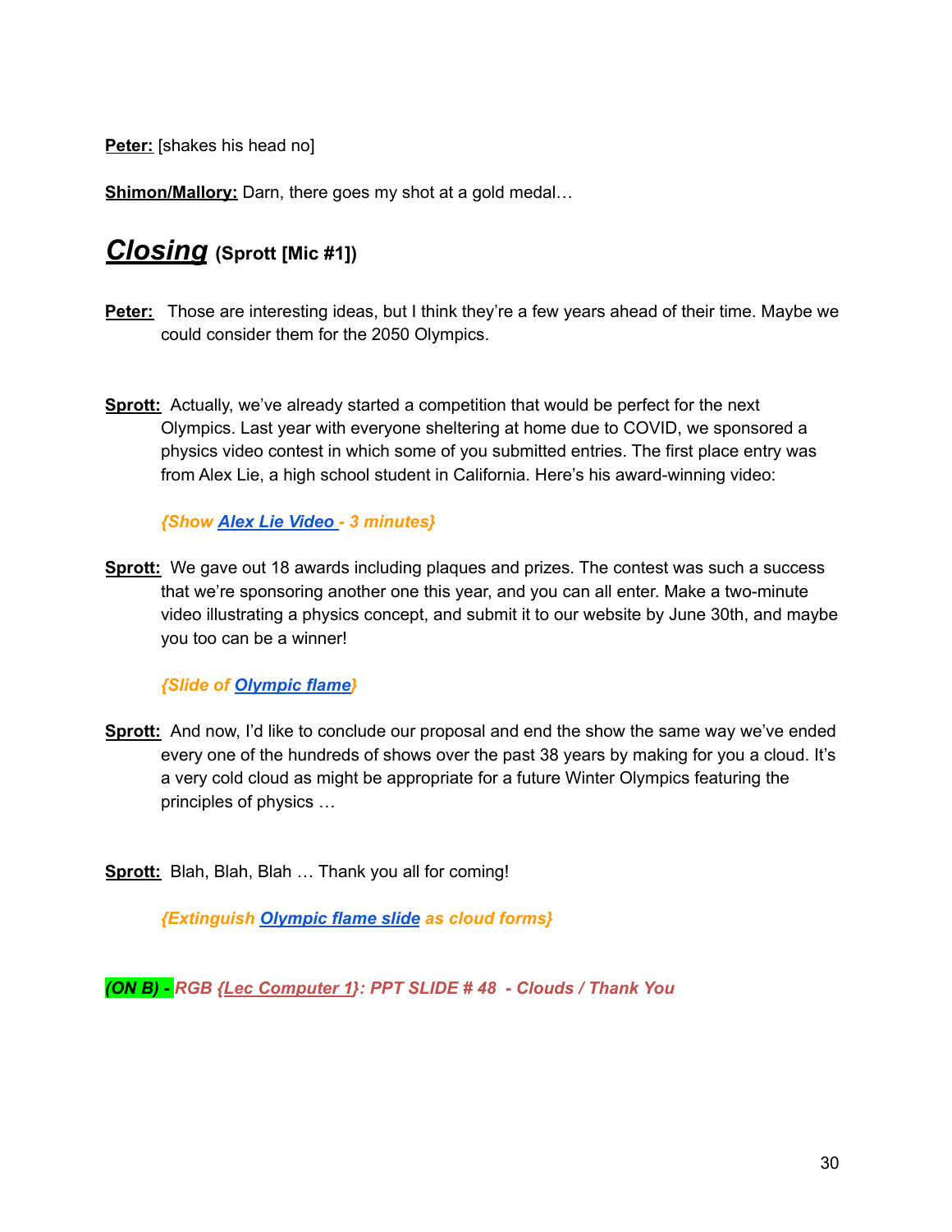**Peter:** [shakes his head no]

**Shimon/Mallory:** Darn, there goes my shot at a gold medal…

## ***Closing*** (Sprott [Mic #1])

**Peter:** Those are interesting ideas, but I think they're a few years ahead of their time. Maybe we could consider them for the 2050 Olympics.

**Sprott:** Actually, we've already started a competition that would be perfect for the next Olympics. Last year with everyone sheltering at home due to COVID, we sponsored a physics video contest in which some of you submitted entries. The first place entry was from Alex Lie, a high school student in California. Here's his award-winning video:

*{Show Alex Lie Video - 3 minutes}*

**Sprott:** We gave out 18 awards including plaques and prizes. The contest was such a success that we're sponsoring another one this year, and you can all enter. Make a two-minute video illustrating a physics concept, and submit it to our website by June 30th, and maybe you too can be a winner!

*{Slide of Olympic flame}*

**Sprott:** And now, I'd like to conclude our proposal and end the show the same way we've ended every one of the hundreds of shows over the past 38 years by making for you a cloud. It's a very cold cloud as might be appropriate for a future Winter Olympics featuring the principles of physics …

**Sprott:** Blah, Blah, Blah … Thank you all for coming!

*{Extinguish Olympic flame slide as cloud forms}*

*(ON B) - RGB {Lec Computer 1}: PPT SLIDE # 48 - Clouds / Thank You*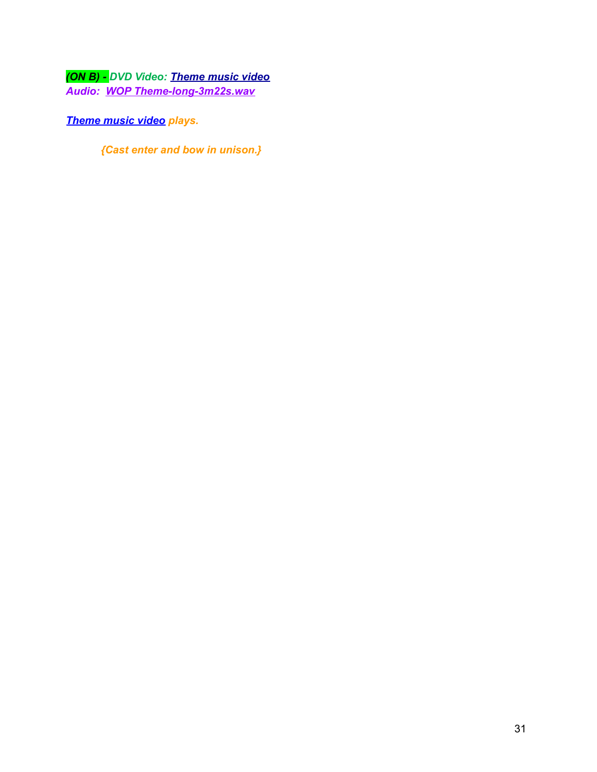***(ON B) - DVD Video: [Theme music video]***
***Audio: [WOP Theme-long-3m22s.wav]***

***[Theme music video] plays.***

> ***{Cast enter and bow in unison.}***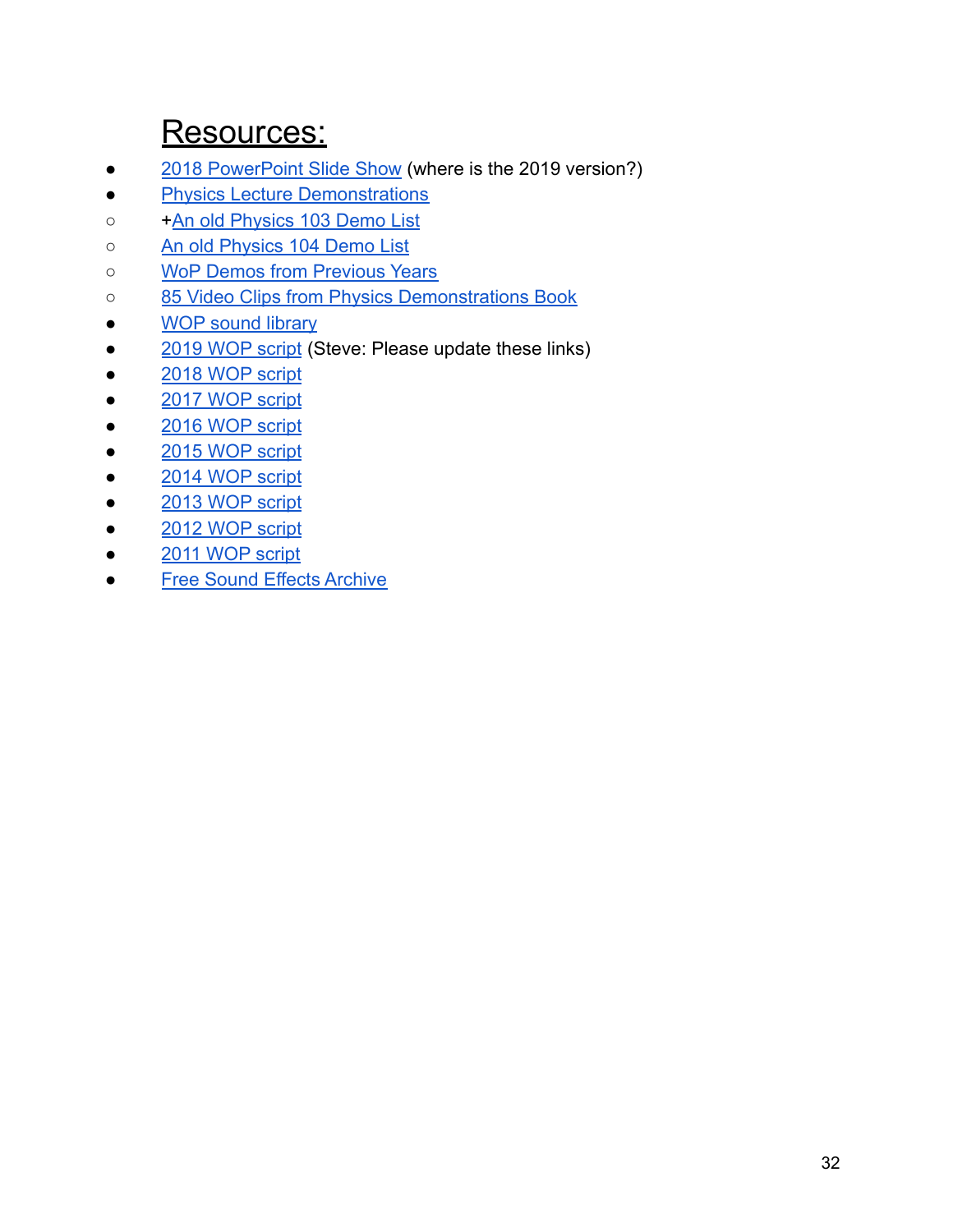# Resources:

- 2018 PowerPoint Slide Show (where is the 2019 version?)
- Physics Lecture Demonstrations
    - +An old Physics 103 Demo List
    - An old Physics 104 Demo List
    - WoP Demos from Previous Years
    - 85 Video Clips from Physics Demonstrations Book
- WOP sound library
- 2019 WOP script (Steve: Please update these links)
- 2018 WOP script
- 2017 WOP script
- 2016 WOP script
- 2015 WOP script
- 2014 WOP script
- 2013 WOP script
- 2012 WOP script
- 2011 WOP script
- Free Sound Effects Archive